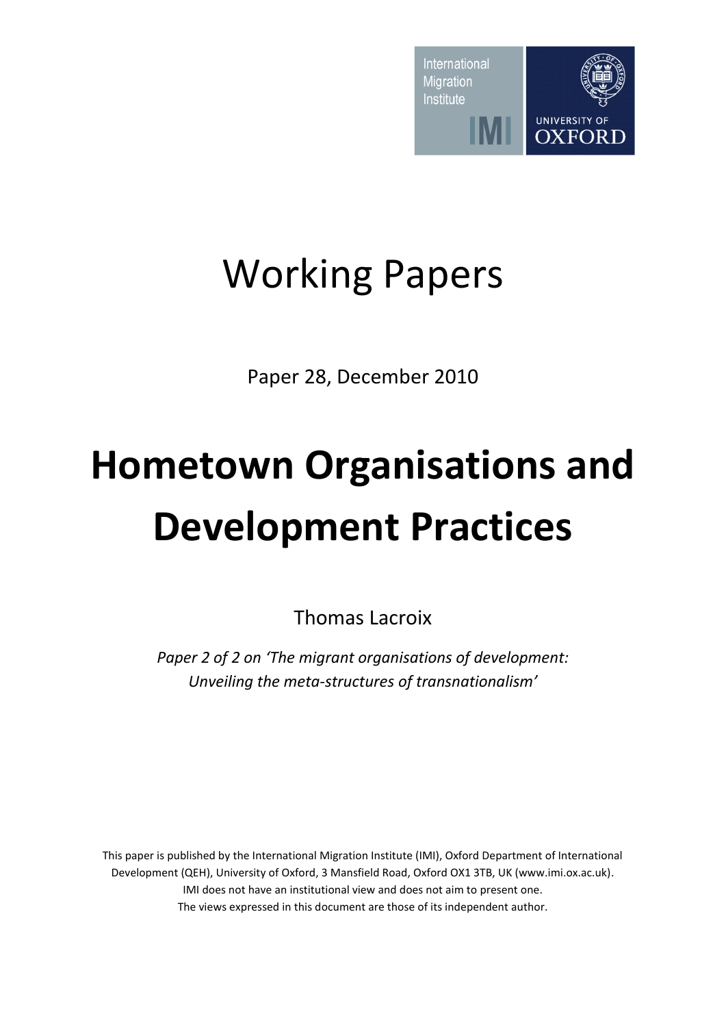International Migration Institute

IMI

UNIVERSITY OF OXFORD

# Working Papers

Paper 28, December 2010

# Hometown Organisations and Development Practices

Thomas Lacroix

*Paper 2 of 2 on 'The migrant organisations of development: Unveiling the meta-structures of transnationalism'*

This paper is published by the International Migration Institute (IMI), Oxford Department of International Development (QEH), University of Oxford, 3 Mansfield Road, Oxford OX1 3TB, UK (www.imi.ox.ac.uk).
IMI does not have an institutional view and does not aim to present one.
The views expressed in this document are those of its independent author.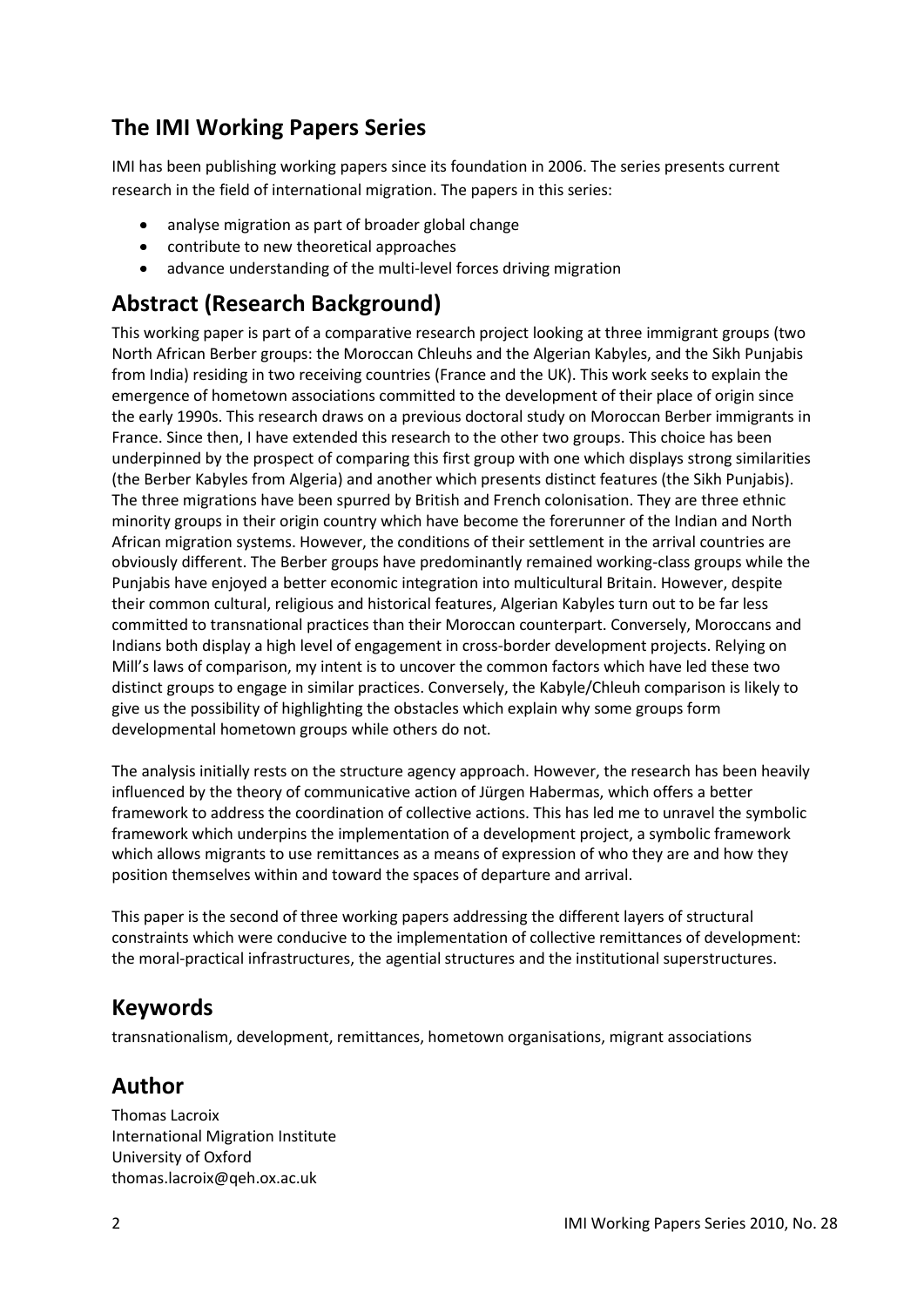## The IMI Working Papers Series

IMI has been publishing working papers since its foundation in 2006. The series presents current research in the field of international migration. The papers in this series:

- analyse migration as part of broader global change
- contribute to new theoretical approaches
- advance understanding of the multi-level forces driving migration

## Abstract (Research Background)

This working paper is part of a comparative research project looking at three immigrant groups (two North African Berber groups: the Moroccan Chleuhs and the Algerian Kabyles, and the Sikh Punjabis from India) residing in two receiving countries (France and the UK). This work seeks to explain the emergence of hometown associations committed to the development of their place of origin since the early 1990s. This research draws on a previous doctoral study on Moroccan Berber immigrants in France. Since then, I have extended this research to the other two groups. This choice has been underpinned by the prospect of comparing this first group with one which displays strong similarities (the Berber Kabyles from Algeria) and another which presents distinct features (the Sikh Punjabis). The three migrations have been spurred by British and French colonisation. They are three ethnic minority groups in their origin country which have become the forerunner of the Indian and North African migration systems. However, the conditions of their settlement in the arrival countries are obviously different. The Berber groups have predominantly remained working-class groups while the Punjabis have enjoyed a better economic integration into multicultural Britain. However, despite their common cultural, religious and historical features, Algerian Kabyles turn out to be far less committed to transnational practices than their Moroccan counterpart. Conversely, Moroccans and Indians both display a high level of engagement in cross-border development projects. Relying on Mill's laws of comparison, my intent is to uncover the common factors which have led these two distinct groups to engage in similar practices. Conversely, the Kabyle/Chleuh comparison is likely to give us the possibility of highlighting the obstacles which explain why some groups form developmental hometown groups while others do not.

The analysis initially rests on the structure agency approach. However, the research has been heavily influenced by the theory of communicative action of Jürgen Habermas, which offers a better framework to address the coordination of collective actions. This has led me to unravel the symbolic framework which underpins the implementation of a development project, a symbolic framework which allows migrants to use remittances as a means of expression of who they are and how they position themselves within and toward the spaces of departure and arrival.

This paper is the second of three working papers addressing the different layers of structural constraints which were conducive to the implementation of collective remittances of development: the moral-practical infrastructures, the agential structures and the institutional superstructures.

## Keywords

transnationalism, development, remittances, hometown organisations, migrant associations

## Author

Thomas Lacroix
International Migration Institute
University of Oxford
thomas.lacroix@qeh.ox.ac.uk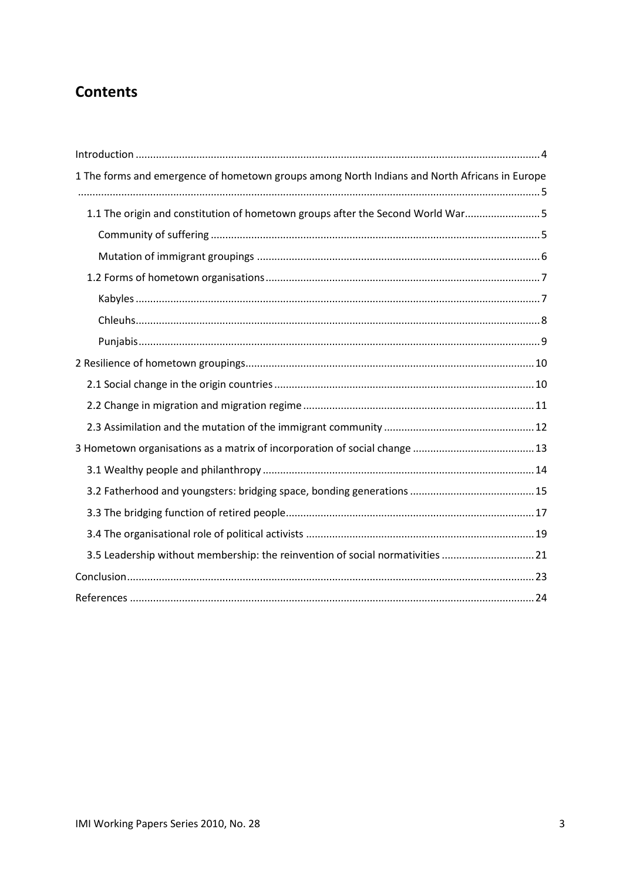## Contents

- Introduction ........ 4
- 1 The forms and emergence of hometown groups among North Indians and North Africans in Europe ........ 5
  - 1.1 The origin and constitution of hometown groups after the Second World War ........ 5
    - Community of suffering ........ 5
    - Mutation of immigrant groupings ........ 6
  - 1.2 Forms of hometown organisations ........ 7
    - Kabyles ........ 7
    - Chleuhs ........ 8
    - Punjabis ........ 9
- 2 Resilience of hometown groupings ........ 10
  - 2.1 Social change in the origin countries ........ 10
  - 2.2 Change in migration and migration regime ........ 11
  - 2.3 Assimilation and the mutation of the immigrant community ........ 12
- 3 Hometown organisations as a matrix of incorporation of social change ........ 13
  - 3.1 Wealthy people and philanthropy ........ 14
  - 3.2 Fatherhood and youngsters: bridging space, bonding generations ........ 15
  - 3.3 The bridging function of retired people ........ 17
  - 3.4 The organisational role of political activists ........ 19
  - 3.5 Leadership without membership: the reinvention of social normativities ........ 21
- Conclusion ........ 23
- References ........ 24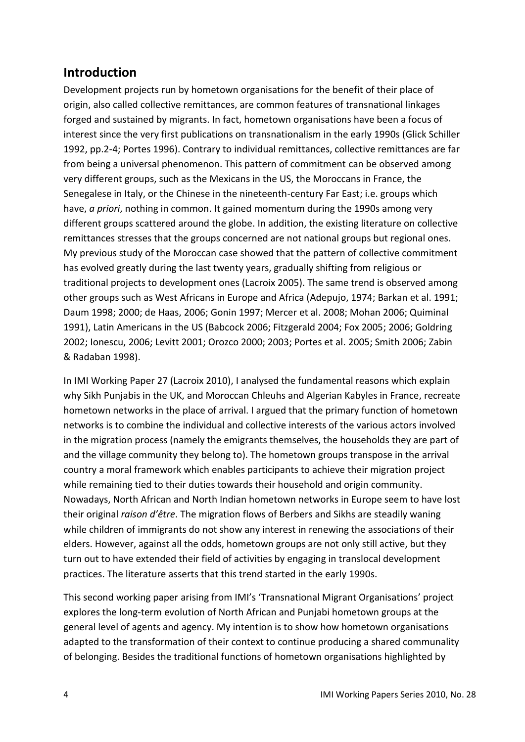## Introduction

Development projects run by hometown organisations for the benefit of their place of origin, also called collective remittances, are common features of transnational linkages forged and sustained by migrants. In fact, hometown organisations have been a focus of interest since the very first publications on transnationalism in the early 1990s (Glick Schiller 1992, pp.2-4; Portes 1996). Contrary to individual remittances, collective remittances are far from being a universal phenomenon. This pattern of commitment can be observed among very different groups, such as the Mexicans in the US, the Moroccans in France, the Senegalese in Italy, or the Chinese in the nineteenth-century Far East; i.e. groups which have, *a priori*, nothing in common. It gained momentum during the 1990s among very different groups scattered around the globe. In addition, the existing literature on collective remittances stresses that the groups concerned are not national groups but regional ones. My previous study of the Moroccan case showed that the pattern of collective commitment has evolved greatly during the last twenty years, gradually shifting from religious or traditional projects to development ones (Lacroix 2005). The same trend is observed among other groups such as West Africans in Europe and Africa (Adepujo, 1974; Barkan et al. 1991; Daum 1998; 2000; de Haas, 2006; Gonin 1997; Mercer et al. 2008; Mohan 2006; Quiminal 1991), Latin Americans in the US (Babcock 2006; Fitzgerald 2004; Fox 2005; 2006; Goldring 2002; Ionescu, 2006; Levitt 2001; Orozco 2000; 2003; Portes et al. 2005; Smith 2006; Zabin & Radaban 1998).

In IMI Working Paper 27 (Lacroix 2010), I analysed the fundamental reasons which explain why Sikh Punjabis in the UK, and Moroccan Chleuhs and Algerian Kabyles in France, recreate hometown networks in the place of arrival. I argued that the primary function of hometown networks is to combine the individual and collective interests of the various actors involved in the migration process (namely the emigrants themselves, the households they are part of and the village community they belong to). The hometown groups transpose in the arrival country a moral framework which enables participants to achieve their migration project while remaining tied to their duties towards their household and origin community. Nowadays, North African and North Indian hometown networks in Europe seem to have lost their original *raison d'être*. The migration flows of Berbers and Sikhs are steadily waning while children of immigrants do not show any interest in renewing the associations of their elders. However, against all the odds, hometown groups are not only still active, but they turn out to have extended their field of activities by engaging in translocal development practices. The literature asserts that this trend started in the early 1990s.

This second working paper arising from IMI's 'Transnational Migrant Organisations' project explores the long-term evolution of North African and Punjabi hometown groups at the general level of agents and agency. My intention is to show how hometown organisations adapted to the transformation of their context to continue producing a shared communality of belonging. Besides the traditional functions of hometown organisations highlighted by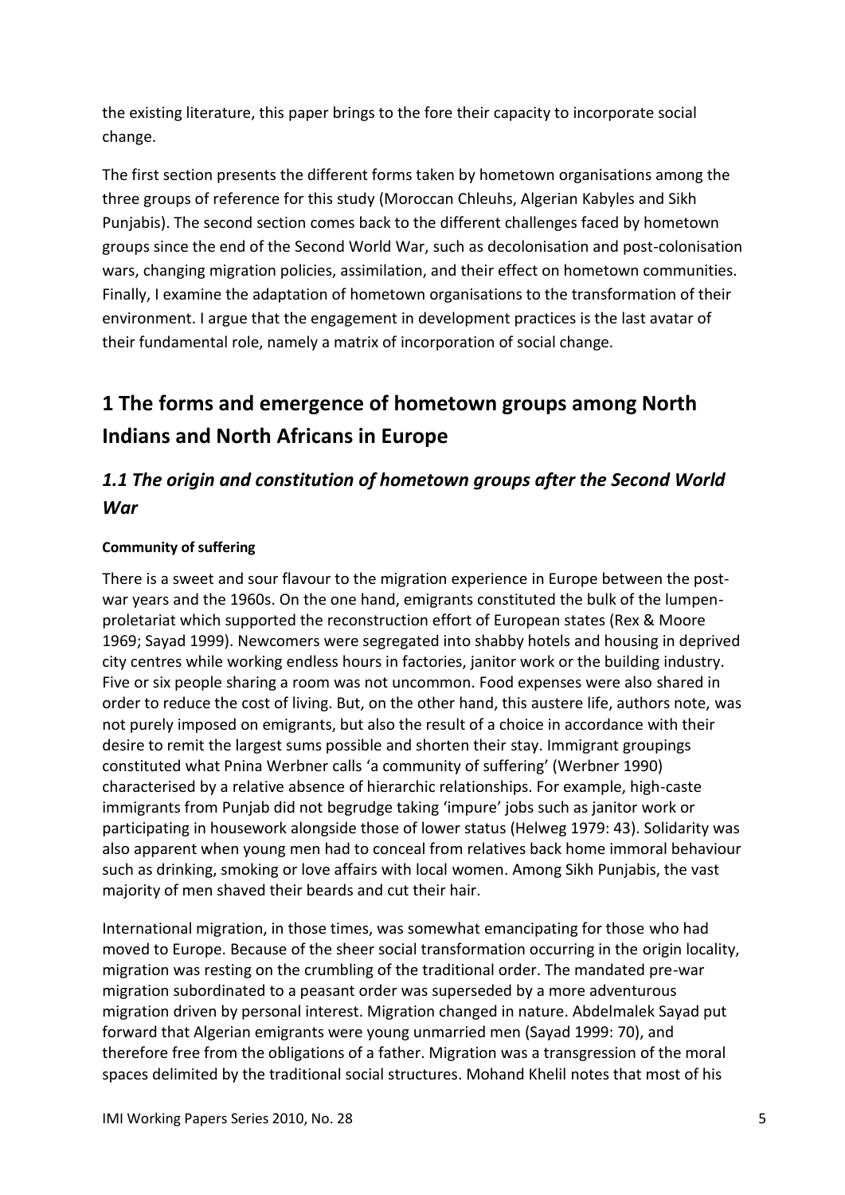the existing literature, this paper brings to the fore their capacity to incorporate social change.

The first section presents the different forms taken by hometown organisations among the three groups of reference for this study (Moroccan Chleuhs, Algerian Kabyles and Sikh Punjabis). The second section comes back to the different challenges faced by hometown groups since the end of the Second World War, such as decolonisation and post-colonisation wars, changing migration policies, assimilation, and their effect on hometown communities. Finally, I examine the adaptation of hometown organisations to the transformation of their environment. I argue that the engagement in development practices is the last avatar of their fundamental role, namely a matrix of incorporation of social change.

# 1 The forms and emergence of hometown groups among North Indians and North Africans in Europe

## *1.1 The origin and constitution of hometown groups after the Second World War*

**Community of suffering**

There is a sweet and sour flavour to the migration experience in Europe between the post-war years and the 1960s. On the one hand, emigrants constituted the bulk of the lumpen-proletariat which supported the reconstruction effort of European states (Rex & Moore 1969; Sayad 1999). Newcomers were segregated into shabby hotels and housing in deprived city centres while working endless hours in factories, janitor work or the building industry. Five or six people sharing a room was not uncommon. Food expenses were also shared in order to reduce the cost of living. But, on the other hand, this austere life, authors note, was not purely imposed on emigrants, but also the result of a choice in accordance with their desire to remit the largest sums possible and shorten their stay. Immigrant groupings constituted what Pnina Werbner calls 'a community of suffering' (Werbner 1990) characterised by a relative absence of hierarchic relationships. For example, high-caste immigrants from Punjab did not begrudge taking 'impure' jobs such as janitor work or participating in housework alongside those of lower status (Helweg 1979: 43). Solidarity was also apparent when young men had to conceal from relatives back home immoral behaviour such as drinking, smoking or love affairs with local women. Among Sikh Punjabis, the vast majority of men shaved their beards and cut their hair.

International migration, in those times, was somewhat emancipating for those who had moved to Europe. Because of the sheer social transformation occurring in the origin locality, migration was resting on the crumbling of the traditional order. The mandated pre-war migration subordinated to a peasant order was superseded by a more adventurous migration driven by personal interest. Migration changed in nature. Abdelmalek Sayad put forward that Algerian emigrants were young unmarried men (Sayad 1999: 70), and therefore free from the obligations of a father. Migration was a transgression of the moral spaces delimited by the traditional social structures. Mohand Khelil notes that most of his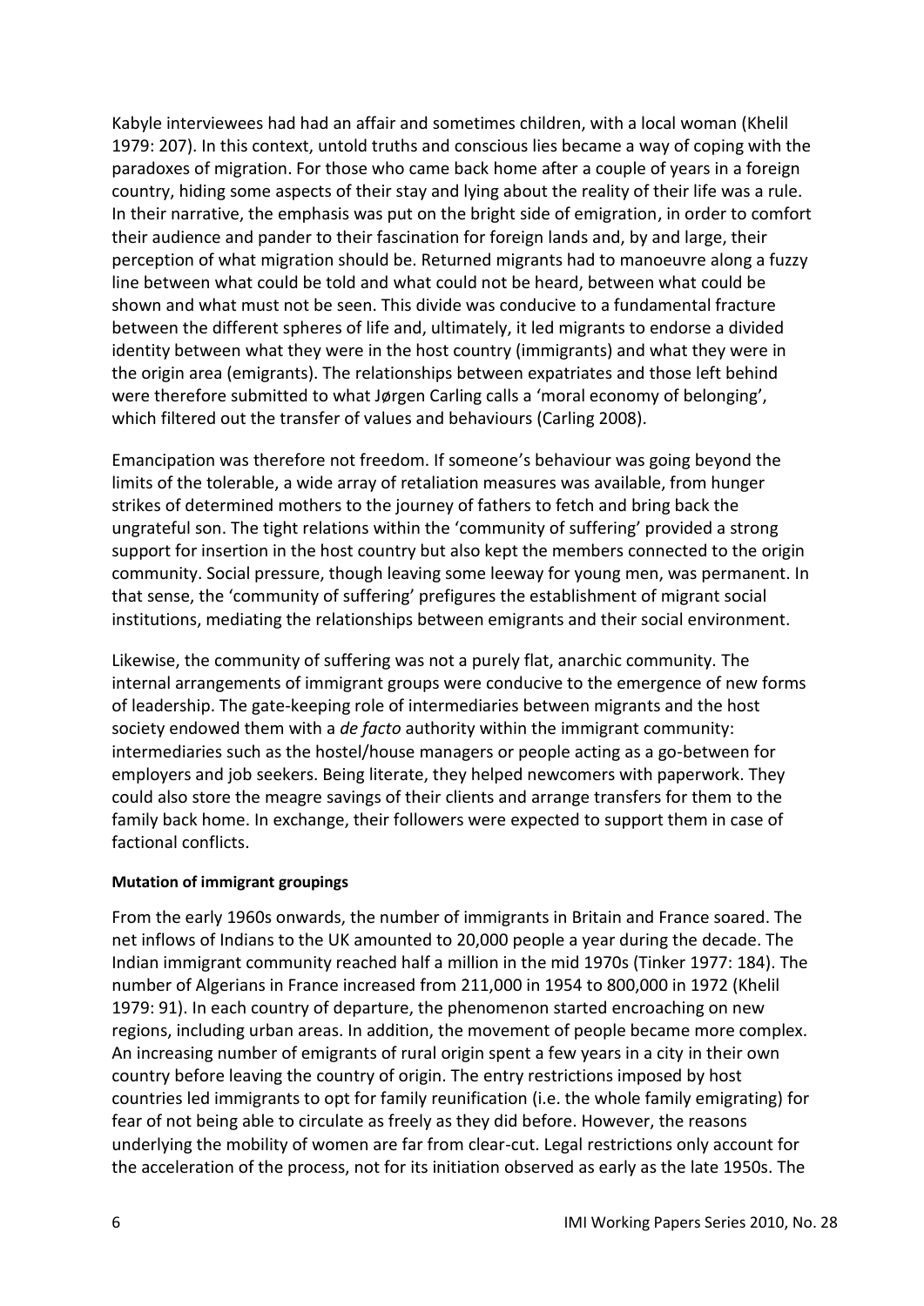Kabyle interviewees had had an affair and sometimes children, with a local woman (Khelil 1979: 207). In this context, untold truths and conscious lies became a way of coping with the paradoxes of migration. For those who came back home after a couple of years in a foreign country, hiding some aspects of their stay and lying about the reality of their life was a rule. In their narrative, the emphasis was put on the bright side of emigration, in order to comfort their audience and pander to their fascination for foreign lands and, by and large, their perception of what migration should be. Returned migrants had to manoeuvre along a fuzzy line between what could be told and what could not be heard, between what could be shown and what must not be seen. This divide was conducive to a fundamental fracture between the different spheres of life and, ultimately, it led migrants to endorse a divided identity between what they were in the host country (immigrants) and what they were in the origin area (emigrants). The relationships between expatriates and those left behind were therefore submitted to what Jørgen Carling calls a 'moral economy of belonging', which filtered out the transfer of values and behaviours (Carling 2008).

Emancipation was therefore not freedom. If someone's behaviour was going beyond the limits of the tolerable, a wide array of retaliation measures was available, from hunger strikes of determined mothers to the journey of fathers to fetch and bring back the ungrateful son. The tight relations within the 'community of suffering' provided a strong support for insertion in the host country but also kept the members connected to the origin community. Social pressure, though leaving some leeway for young men, was permanent. In that sense, the 'community of suffering' prefigures the establishment of migrant social institutions, mediating the relationships between emigrants and their social environment.

Likewise, the community of suffering was not a purely flat, anarchic community. The internal arrangements of immigrant groups were conducive to the emergence of new forms of leadership. The gate-keeping role of intermediaries between migrants and the host society endowed them with a *de facto* authority within the immigrant community: intermediaries such as the hostel/house managers or people acting as a go-between for employers and job seekers. Being literate, they helped newcomers with paperwork. They could also store the meagre savings of their clients and arrange transfers for them to the family back home. In exchange, their followers were expected to support them in case of factional conflicts.

**Mutation of immigrant groupings**

From the early 1960s onwards, the number of immigrants in Britain and France soared. The net inflows of Indians to the UK amounted to 20,000 people a year during the decade. The Indian immigrant community reached half a million in the mid 1970s (Tinker 1977: 184). The number of Algerians in France increased from 211,000 in 1954 to 800,000 in 1972 (Khelil 1979: 91). In each country of departure, the phenomenon started encroaching on new regions, including urban areas. In addition, the movement of people became more complex. An increasing number of emigrants of rural origin spent a few years in a city in their own country before leaving the country of origin. The entry restrictions imposed by host countries led immigrants to opt for family reunification (i.e. the whole family emigrating) for fear of not being able to circulate as freely as they did before. However, the reasons underlying the mobility of women are far from clear-cut. Legal restrictions only account for the acceleration of the process, not for its initiation observed as early as the late 1950s. The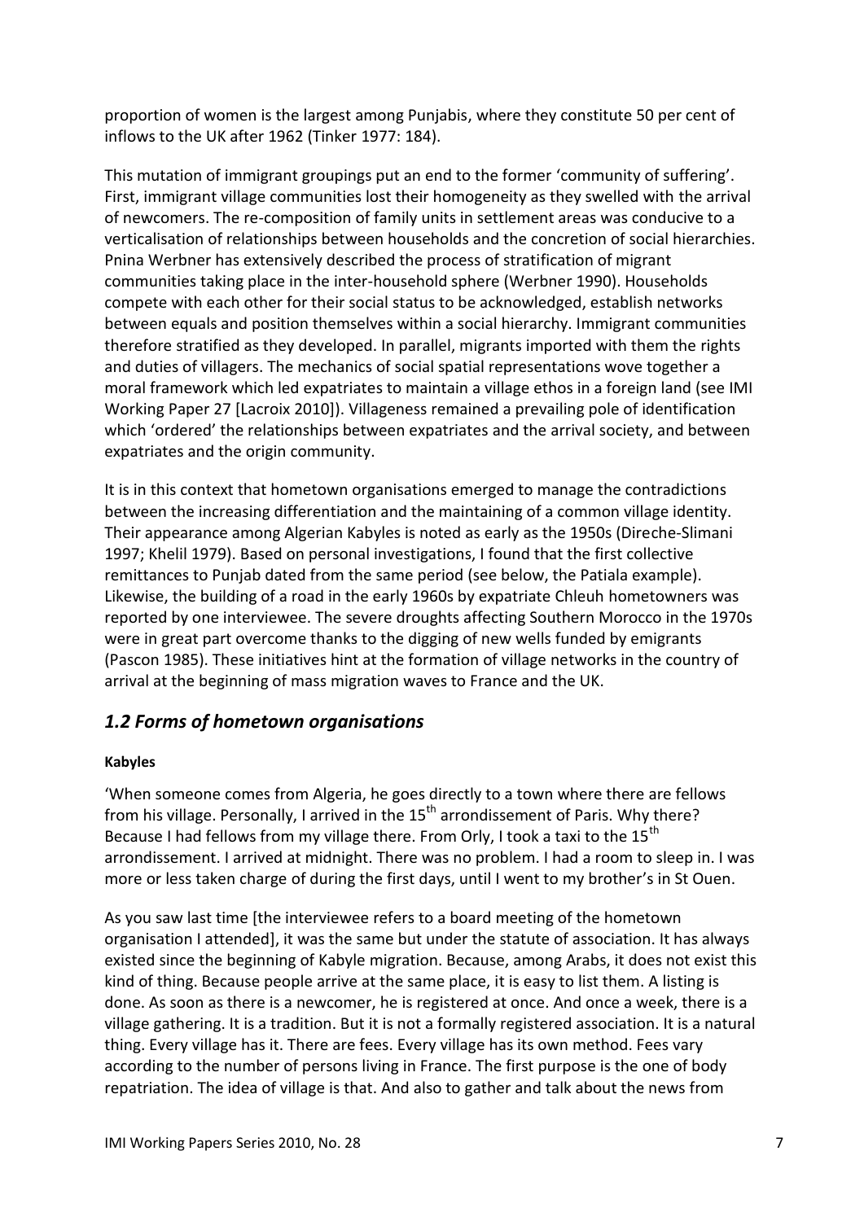proportion of women is the largest among Punjabis, where they constitute 50 per cent of inflows to the UK after 1962 (Tinker 1977: 184).

This mutation of immigrant groupings put an end to the former 'community of suffering'. First, immigrant village communities lost their homogeneity as they swelled with the arrival of newcomers. The re-composition of family units in settlement areas was conducive to a verticalisation of relationships between households and the concretion of social hierarchies. Pnina Werbner has extensively described the process of stratification of migrant communities taking place in the inter-household sphere (Werbner 1990). Households compete with each other for their social status to be acknowledged, establish networks between equals and position themselves within a social hierarchy. Immigrant communities therefore stratified as they developed. In parallel, migrants imported with them the rights and duties of villagers. The mechanics of social spatial representations wove together a moral framework which led expatriates to maintain a village ethos in a foreign land (see IMI Working Paper 27 [Lacroix 2010]). Villageness remained a prevailing pole of identification which 'ordered' the relationships between expatriates and the arrival society, and between expatriates and the origin community.

It is in this context that hometown organisations emerged to manage the contradictions between the increasing differentiation and the maintaining of a common village identity. Their appearance among Algerian Kabyles is noted as early as the 1950s (Direche-Slimani 1997; Khelil 1979). Based on personal investigations, I found that the first collective remittances to Punjab dated from the same period (see below, the Patiala example). Likewise, the building of a road in the early 1960s by expatriate Chleuh hometowners was reported by one interviewee. The severe droughts affecting Southern Morocco in the 1970s were in great part overcome thanks to the digging of new wells funded by emigrants (Pascon 1985). These initiatives hint at the formation of village networks in the country of arrival at the beginning of mass migration waves to France and the UK.

## *1.2 Forms of hometown organisations*

**Kabyles**

'When someone comes from Algeria, he goes directly to a town where there are fellows from his village. Personally, I arrived in the 15th arrondissement of Paris. Why there? Because I had fellows from my village there. From Orly, I took a taxi to the 15th arrondissement. I arrived at midnight. There was no problem. I had a room to sleep in. I was more or less taken charge of during the first days, until I went to my brother's in St Ouen.

As you saw last time [the interviewee refers to a board meeting of the hometown organisation I attended], it was the same but under the statute of association. It has always existed since the beginning of Kabyle migration. Because, among Arabs, it does not exist this kind of thing. Because people arrive at the same place, it is easy to list them. A listing is done. As soon as there is a newcomer, he is registered at once. And once a week, there is a village gathering. It is a tradition. But it is not a formally registered association. It is a natural thing. Every village has it. There are fees. Every village has its own method. Fees vary according to the number of persons living in France. The first purpose is the one of body repatriation. The idea of village is that. And also to gather and talk about the news from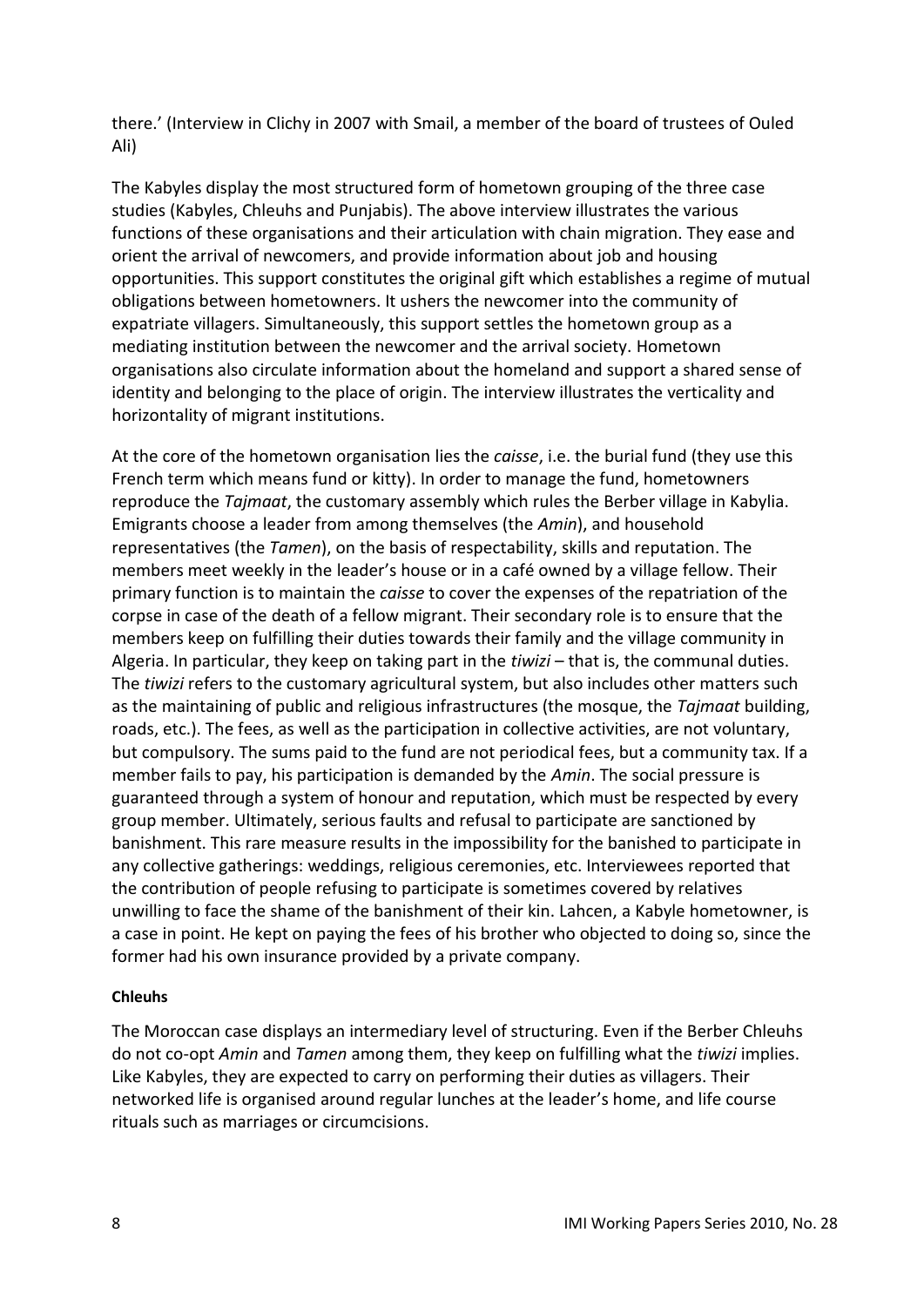there.' (Interview in Clichy in 2007 with Smail, a member of the board of trustees of Ouled Ali)

The Kabyles display the most structured form of hometown grouping of the three case studies (Kabyles, Chleuhs and Punjabis). The above interview illustrates the various functions of these organisations and their articulation with chain migration. They ease and orient the arrival of newcomers, and provide information about job and housing opportunities. This support constitutes the original gift which establishes a regime of mutual obligations between hometowners. It ushers the newcomer into the community of expatriate villagers. Simultaneously, this support settles the hometown group as a mediating institution between the newcomer and the arrival society. Hometown organisations also circulate information about the homeland and support a shared sense of identity and belonging to the place of origin. The interview illustrates the verticality and horizontality of migrant institutions.

At the core of the hometown organisation lies the *caisse*, i.e. the burial fund (they use this French term which means fund or kitty). In order to manage the fund, hometowners reproduce the *Tajmaat*, the customary assembly which rules the Berber village in Kabylia. Emigrants choose a leader from among themselves (the *Amin*), and household representatives (the *Tamen*), on the basis of respectability, skills and reputation. The members meet weekly in the leader's house or in a café owned by a village fellow. Their primary function is to maintain the *caisse* to cover the expenses of the repatriation of the corpse in case of the death of a fellow migrant. Their secondary role is to ensure that the members keep on fulfilling their duties towards their family and the village community in Algeria. In particular, they keep on taking part in the *tiwizi* – that is, the communal duties. The *tiwizi* refers to the customary agricultural system, but also includes other matters such as the maintaining of public and religious infrastructures (the mosque, the *Tajmaat* building, roads, etc.). The fees, as well as the participation in collective activities, are not voluntary, but compulsory. The sums paid to the fund are not periodical fees, but a community tax. If a member fails to pay, his participation is demanded by the *Amin*. The social pressure is guaranteed through a system of honour and reputation, which must be respected by every group member. Ultimately, serious faults and refusal to participate are sanctioned by banishment. This rare measure results in the impossibility for the banished to participate in any collective gatherings: weddings, religious ceremonies, etc. Interviewees reported that the contribution of people refusing to participate is sometimes covered by relatives unwilling to face the shame of the banishment of their kin. Lahcen, a Kabyle hometowner, is a case in point. He kept on paying the fees of his brother who objected to doing so, since the former had his own insurance provided by a private company.

**Chleuhs**

The Moroccan case displays an intermediary level of structuring. Even if the Berber Chleuhs do not co-opt *Amin* and *Tamen* among them, they keep on fulfilling what the *tiwizi* implies. Like Kabyles, they are expected to carry on performing their duties as villagers. Their networked life is organised around regular lunches at the leader's home, and life course rituals such as marriages or circumcisions.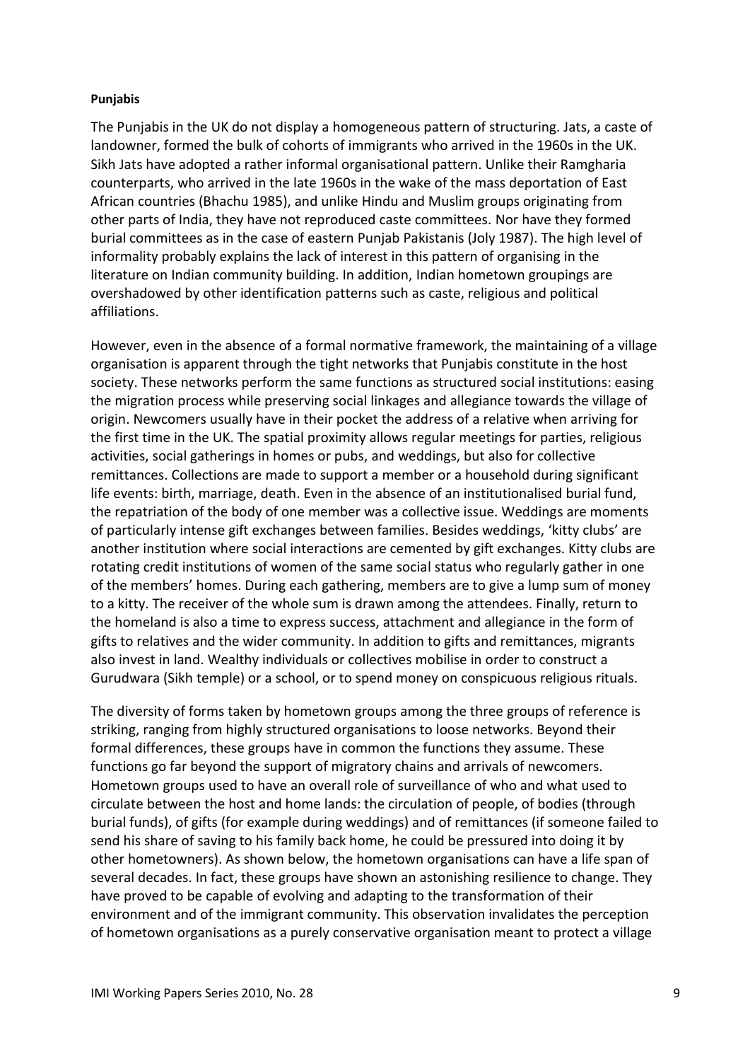**Punjabis**

The Punjabis in the UK do not display a homogeneous pattern of structuring. Jats, a caste of landowner, formed the bulk of cohorts of immigrants who arrived in the 1960s in the UK. Sikh Jats have adopted a rather informal organisational pattern. Unlike their Ramgharia counterparts, who arrived in the late 1960s in the wake of the mass deportation of East African countries (Bhachu 1985), and unlike Hindu and Muslim groups originating from other parts of India, they have not reproduced caste committees. Nor have they formed burial committees as in the case of eastern Punjab Pakistanis (Joly 1987). The high level of informality probably explains the lack of interest in this pattern of organising in the literature on Indian community building. In addition, Indian hometown groupings are overshadowed by other identification patterns such as caste, religious and political affiliations.

However, even in the absence of a formal normative framework, the maintaining of a village organisation is apparent through the tight networks that Punjabis constitute in the host society. These networks perform the same functions as structured social institutions: easing the migration process while preserving social linkages and allegiance towards the village of origin. Newcomers usually have in their pocket the address of a relative when arriving for the first time in the UK. The spatial proximity allows regular meetings for parties, religious activities, social gatherings in homes or pubs, and weddings, but also for collective remittances. Collections are made to support a member or a household during significant life events: birth, marriage, death. Even in the absence of an institutionalised burial fund, the repatriation of the body of one member was a collective issue. Weddings are moments of particularly intense gift exchanges between families. Besides weddings, 'kitty clubs' are another institution where social interactions are cemented by gift exchanges. Kitty clubs are rotating credit institutions of women of the same social status who regularly gather in one of the members' homes. During each gathering, members are to give a lump sum of money to a kitty. The receiver of the whole sum is drawn among the attendees. Finally, return to the homeland is also a time to express success, attachment and allegiance in the form of gifts to relatives and the wider community. In addition to gifts and remittances, migrants also invest in land. Wealthy individuals or collectives mobilise in order to construct a Gurudwara (Sikh temple) or a school, or to spend money on conspicuous religious rituals.

The diversity of forms taken by hometown groups among the three groups of reference is striking, ranging from highly structured organisations to loose networks. Beyond their formal differences, these groups have in common the functions they assume. These functions go far beyond the support of migratory chains and arrivals of newcomers. Hometown groups used to have an overall role of surveillance of who and what used to circulate between the host and home lands: the circulation of people, of bodies (through burial funds), of gifts (for example during weddings) and of remittances (if someone failed to send his share of saving to his family back home, he could be pressured into doing it by other hometowners). As shown below, the hometown organisations can have a life span of several decades. In fact, these groups have shown an astonishing resilience to change. They have proved to be capable of evolving and adapting to the transformation of their environment and of the immigrant community. This observation invalidates the perception of hometown organisations as a purely conservative organisation meant to protect a village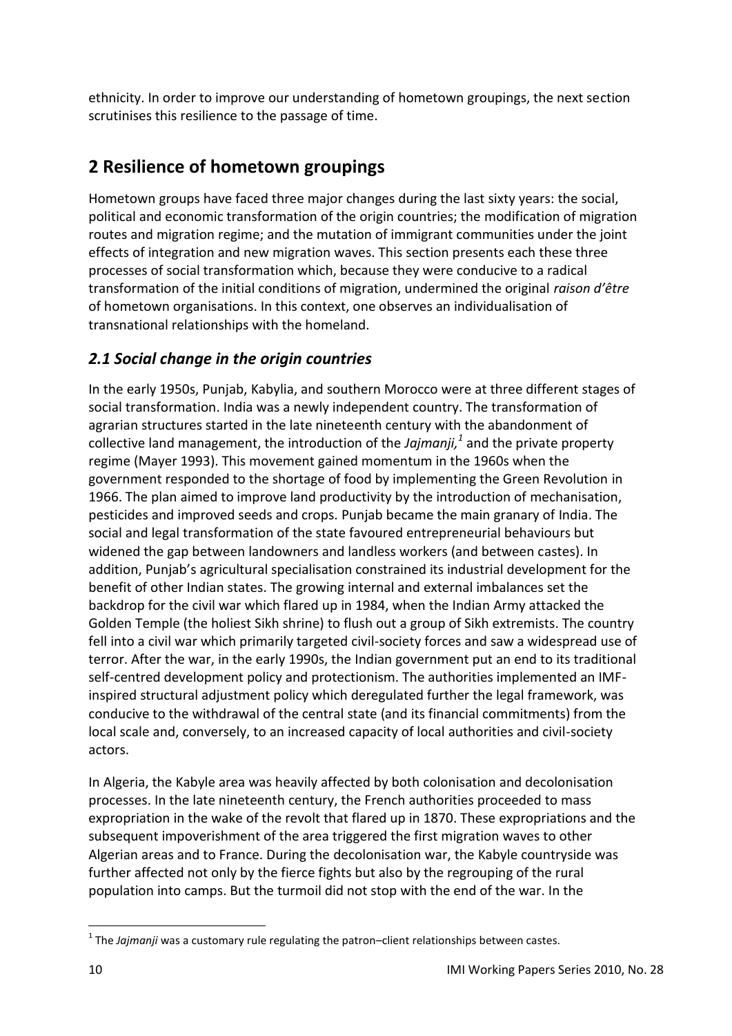ethnicity. In order to improve our understanding of hometown groupings, the next section scrutinises this resilience to the passage of time.

## 2 Resilience of hometown groupings

Hometown groups have faced three major changes during the last sixty years: the social, political and economic transformation of the origin countries; the modification of migration routes and migration regime; and the mutation of immigrant communities under the joint effects of integration and new migration waves. This section presents each these three processes of social transformation which, because they were conducive to a radical transformation of the initial conditions of migration, undermined the original *raison d'être* of hometown organisations. In this context, one observes an individualisation of transnational relationships with the homeland.

### *2.1 Social change in the origin countries*

In the early 1950s, Punjab, Kabylia, and southern Morocco were at three different stages of social transformation. India was a newly independent country. The transformation of agrarian structures started in the late nineteenth century with the abandonment of collective land management, the introduction of the *Jajmanji,*[1] and the private property regime (Mayer 1993). This movement gained momentum in the 1960s when the government responded to the shortage of food by implementing the Green Revolution in 1966. The plan aimed to improve land productivity by the introduction of mechanisation, pesticides and improved seeds and crops. Punjab became the main granary of India. The social and legal transformation of the state favoured entrepreneurial behaviours but widened the gap between landowners and landless workers (and between castes). In addition, Punjab's agricultural specialisation constrained its industrial development for the benefit of other Indian states. The growing internal and external imbalances set the backdrop for the civil war which flared up in 1984, when the Indian Army attacked the Golden Temple (the holiest Sikh shrine) to flush out a group of Sikh extremists. The country fell into a civil war which primarily targeted civil-society forces and saw a widespread use of terror. After the war, in the early 1990s, the Indian government put an end to its traditional self-centred development policy and protectionism. The authorities implemented an IMF-inspired structural adjustment policy which deregulated further the legal framework, was conducive to the withdrawal of the central state (and its financial commitments) from the local scale and, conversely, to an increased capacity of local authorities and civil-society actors.

In Algeria, the Kabyle area was heavily affected by both colonisation and decolonisation processes. In the late nineteenth century, the French authorities proceeded to mass expropriation in the wake of the revolt that flared up in 1870. These expropriations and the subsequent impoverishment of the area triggered the first migration waves to other Algerian areas and to France. During the decolonisation war, the Kabyle countryside was further affected not only by the fierce fights but also by the regrouping of the rural population into camps. But the turmoil did not stop with the end of the war. In the

[1] The *Jajmanji* was a customary rule regulating the patron–client relationships between castes.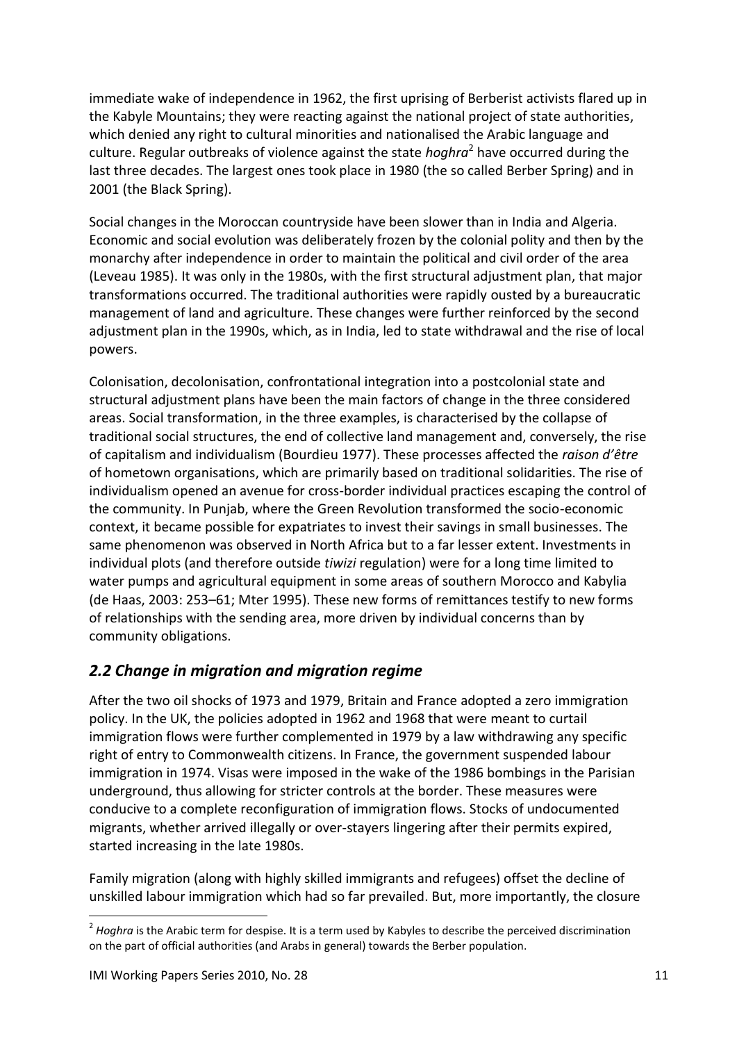immediate wake of independence in 1962, the first uprising of Berberist activists flared up in the Kabyle Mountains; they were reacting against the national project of state authorities, which denied any right to cultural minorities and nationalised the Arabic language and culture. Regular outbreaks of violence against the state *hoghra*[2] have occurred during the last three decades. The largest ones took place in 1980 (the so called Berber Spring) and in 2001 (the Black Spring).

Social changes in the Moroccan countryside have been slower than in India and Algeria. Economic and social evolution was deliberately frozen by the colonial polity and then by the monarchy after independence in order to maintain the political and civil order of the area (Leveau 1985). It was only in the 1980s, with the first structural adjustment plan, that major transformations occurred. The traditional authorities were rapidly ousted by a bureaucratic management of land and agriculture. These changes were further reinforced by the second adjustment plan in the 1990s, which, as in India, led to state withdrawal and the rise of local powers.

Colonisation, decolonisation, confrontational integration into a postcolonial state and structural adjustment plans have been the main factors of change in the three considered areas. Social transformation, in the three examples, is characterised by the collapse of traditional social structures, the end of collective land management and, conversely, the rise of capitalism and individualism (Bourdieu 1977). These processes affected the *raison d'être* of hometown organisations, which are primarily based on traditional solidarities. The rise of individualism opened an avenue for cross-border individual practices escaping the control of the community. In Punjab, where the Green Revolution transformed the socio-economic context, it became possible for expatriates to invest their savings in small businesses. The same phenomenon was observed in North Africa but to a far lesser extent. Investments in individual plots (and therefore outside *tiwizi* regulation) were for a long time limited to water pumps and agricultural equipment in some areas of southern Morocco and Kabylia (de Haas, 2003: 253–61; Mter 1995). These new forms of remittances testify to new forms of relationships with the sending area, more driven by individual concerns than by community obligations.

## *2.2 Change in migration and migration regime*

After the two oil shocks of 1973 and 1979, Britain and France adopted a zero immigration policy. In the UK, the policies adopted in 1962 and 1968 that were meant to curtail immigration flows were further complemented in 1979 by a law withdrawing any specific right of entry to Commonwealth citizens. In France, the government suspended labour immigration in 1974. Visas were imposed in the wake of the 1986 bombings in the Parisian underground, thus allowing for stricter controls at the border. These measures were conducive to a complete reconfiguration of immigration flows. Stocks of undocumented migrants, whether arrived illegally or over-stayers lingering after their permits expired, started increasing in the late 1980s.

Family migration (along with highly skilled immigrants and refugees) offset the decline of unskilled labour immigration which had so far prevailed. But, more importantly, the closure

[2] *Hoghra* is the Arabic term for despise. It is a term used by Kabyles to describe the perceived discrimination on the part of official authorities (and Arabs in general) towards the Berber population.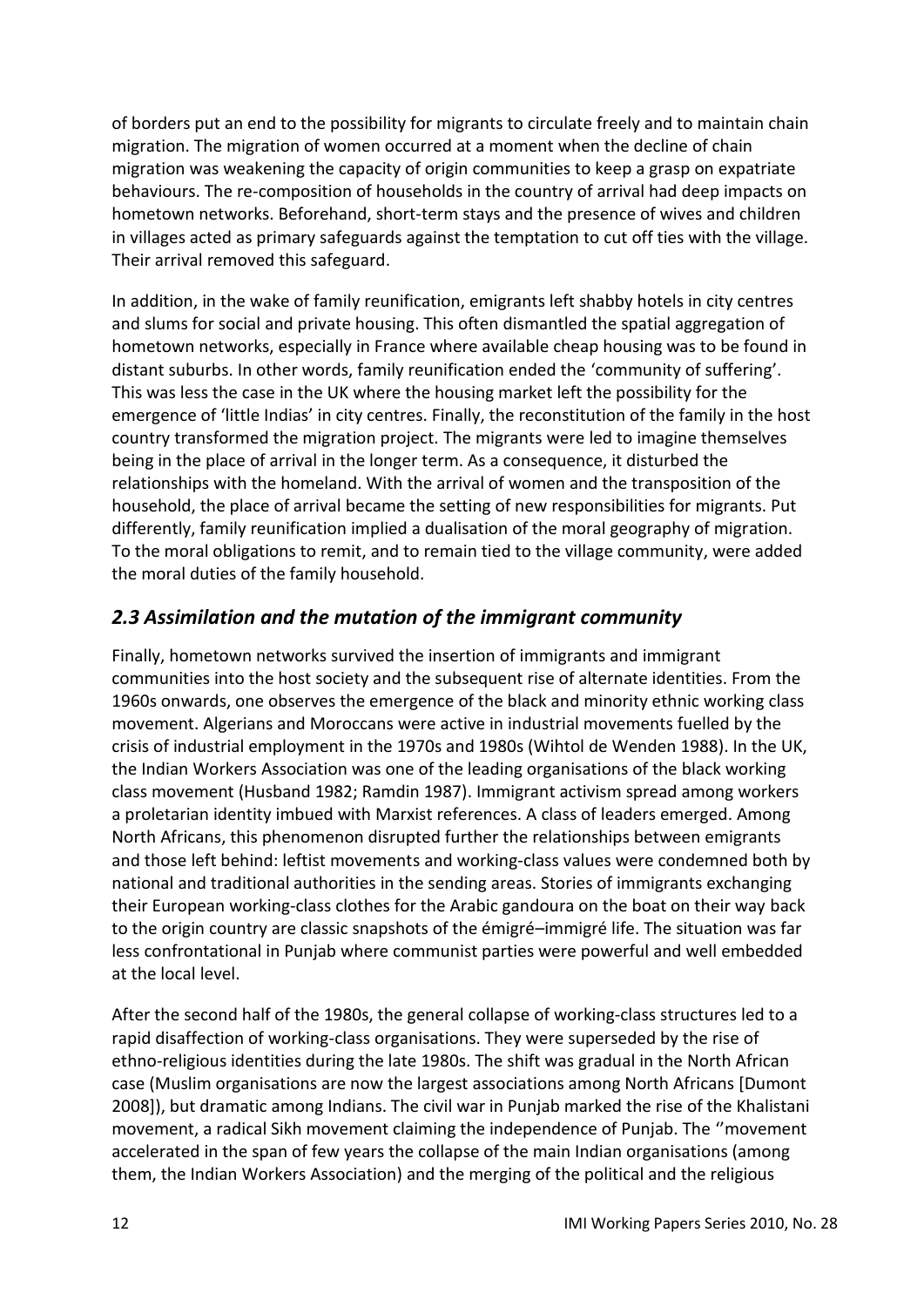of borders put an end to the possibility for migrants to circulate freely and to maintain chain migration. The migration of women occurred at a moment when the decline of chain migration was weakening the capacity of origin communities to keep a grasp on expatriate behaviours. The re-composition of households in the country of arrival had deep impacts on hometown networks. Beforehand, short-term stays and the presence of wives and children in villages acted as primary safeguards against the temptation to cut off ties with the village. Their arrival removed this safeguard.

In addition, in the wake of family reunification, emigrants left shabby hotels in city centres and slums for social and private housing. This often dismantled the spatial aggregation of hometown networks, especially in France where available cheap housing was to be found in distant suburbs. In other words, family reunification ended the 'community of suffering'. This was less the case in the UK where the housing market left the possibility for the emergence of 'little Indias' in city centres. Finally, the reconstitution of the family in the host country transformed the migration project. The migrants were led to imagine themselves being in the place of arrival in the longer term. As a consequence, it disturbed the relationships with the homeland. With the arrival of women and the transposition of the household, the place of arrival became the setting of new responsibilities for migrants. Put differently, family reunification implied a dualisation of the moral geography of migration. To the moral obligations to remit, and to remain tied to the village community, were added the moral duties of the family household.

## *2.3 Assimilation and the mutation of the immigrant community*

Finally, hometown networks survived the insertion of immigrants and immigrant communities into the host society and the subsequent rise of alternate identities. From the 1960s onwards, one observes the emergence of the black and minority ethnic working class movement. Algerians and Moroccans were active in industrial movements fuelled by the crisis of industrial employment in the 1970s and 1980s (Wihtol de Wenden 1988). In the UK, the Indian Workers Association was one of the leading organisations of the black working class movement (Husband 1982; Ramdin 1987). Immigrant activism spread among workers a proletarian identity imbued with Marxist references. A class of leaders emerged. Among North Africans, this phenomenon disrupted further the relationships between emigrants and those left behind: leftist movements and working-class values were condemned both by national and traditional authorities in the sending areas. Stories of immigrants exchanging their European working-class clothes for the Arabic gandoura on the boat on their way back to the origin country are classic snapshots of the émigré–immigré life. The situation was far less confrontational in Punjab where communist parties were powerful and well embedded at the local level.

After the second half of the 1980s, the general collapse of working-class structures led to a rapid disaffection of working-class organisations. They were superseded by the rise of ethno-religious identities during the late 1980s. The shift was gradual in the North African case (Muslim organisations are now the largest associations among North Africans [Dumont 2008]), but dramatic among Indians. The civil war in Punjab marked the rise of the Khalistani movement, a radical Sikh movement claiming the independence of Punjab. The ''movement accelerated in the span of few years the collapse of the main Indian organisations (among them, the Indian Workers Association) and the merging of the political and the religious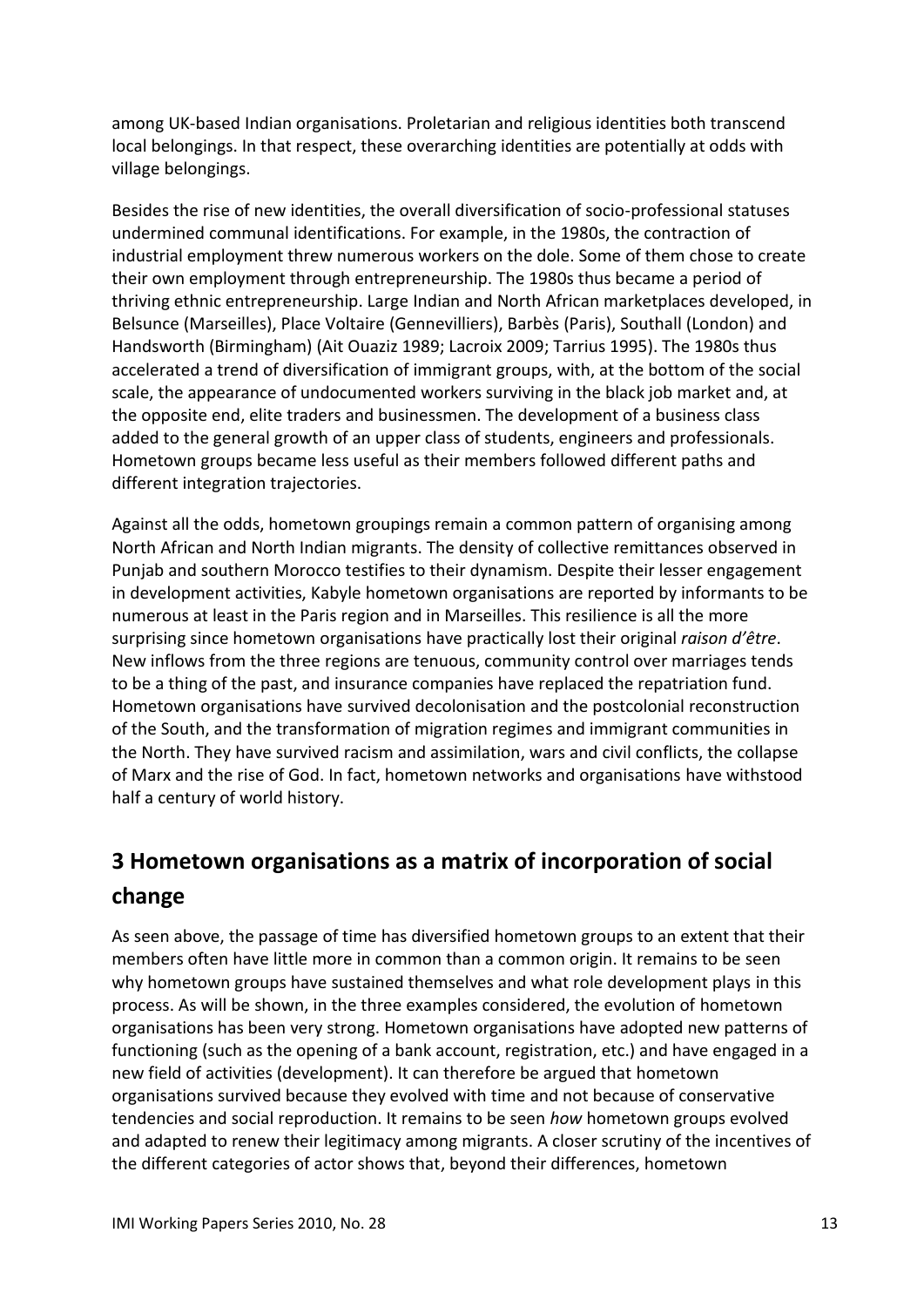among UK-based Indian organisations. Proletarian and religious identities both transcend local belongings. In that respect, these overarching identities are potentially at odds with village belongings.

Besides the rise of new identities, the overall diversification of socio-professional statuses undermined communal identifications. For example, in the 1980s, the contraction of industrial employment threw numerous workers on the dole. Some of them chose to create their own employment through entrepreneurship. The 1980s thus became a period of thriving ethnic entrepreneurship. Large Indian and North African marketplaces developed, in Belsunce (Marseilles), Place Voltaire (Gennevilliers), Barbès (Paris), Southall (London) and Handsworth (Birmingham) (Ait Ouaziz 1989; Lacroix 2009; Tarrius 1995). The 1980s thus accelerated a trend of diversification of immigrant groups, with, at the bottom of the social scale, the appearance of undocumented workers surviving in the black job market and, at the opposite end, elite traders and businessmen. The development of a business class added to the general growth of an upper class of students, engineers and professionals. Hometown groups became less useful as their members followed different paths and different integration trajectories.

Against all the odds, hometown groupings remain a common pattern of organising among North African and North Indian migrants. The density of collective remittances observed in Punjab and southern Morocco testifies to their dynamism. Despite their lesser engagement in development activities, Kabyle hometown organisations are reported by informants to be numerous at least in the Paris region and in Marseilles. This resilience is all the more surprising since hometown organisations have practically lost their original *raison d'être*. New inflows from the three regions are tenuous, community control over marriages tends to be a thing of the past, and insurance companies have replaced the repatriation fund. Hometown organisations have survived decolonisation and the postcolonial reconstruction of the South, and the transformation of migration regimes and immigrant communities in the North. They have survived racism and assimilation, wars and civil conflicts, the collapse of Marx and the rise of God. In fact, hometown networks and organisations have withstood half a century of world history.

## 3 Hometown organisations as a matrix of incorporation of social change

As seen above, the passage of time has diversified hometown groups to an extent that their members often have little more in common than a common origin. It remains to be seen why hometown groups have sustained themselves and what role development plays in this process. As will be shown, in the three examples considered, the evolution of hometown organisations has been very strong. Hometown organisations have adopted new patterns of functioning (such as the opening of a bank account, registration, etc.) and have engaged in a new field of activities (development). It can therefore be argued that hometown organisations survived because they evolved with time and not because of conservative tendencies and social reproduction. It remains to be seen *how* hometown groups evolved and adapted to renew their legitimacy among migrants. A closer scrutiny of the incentives of the different categories of actor shows that, beyond their differences, hometown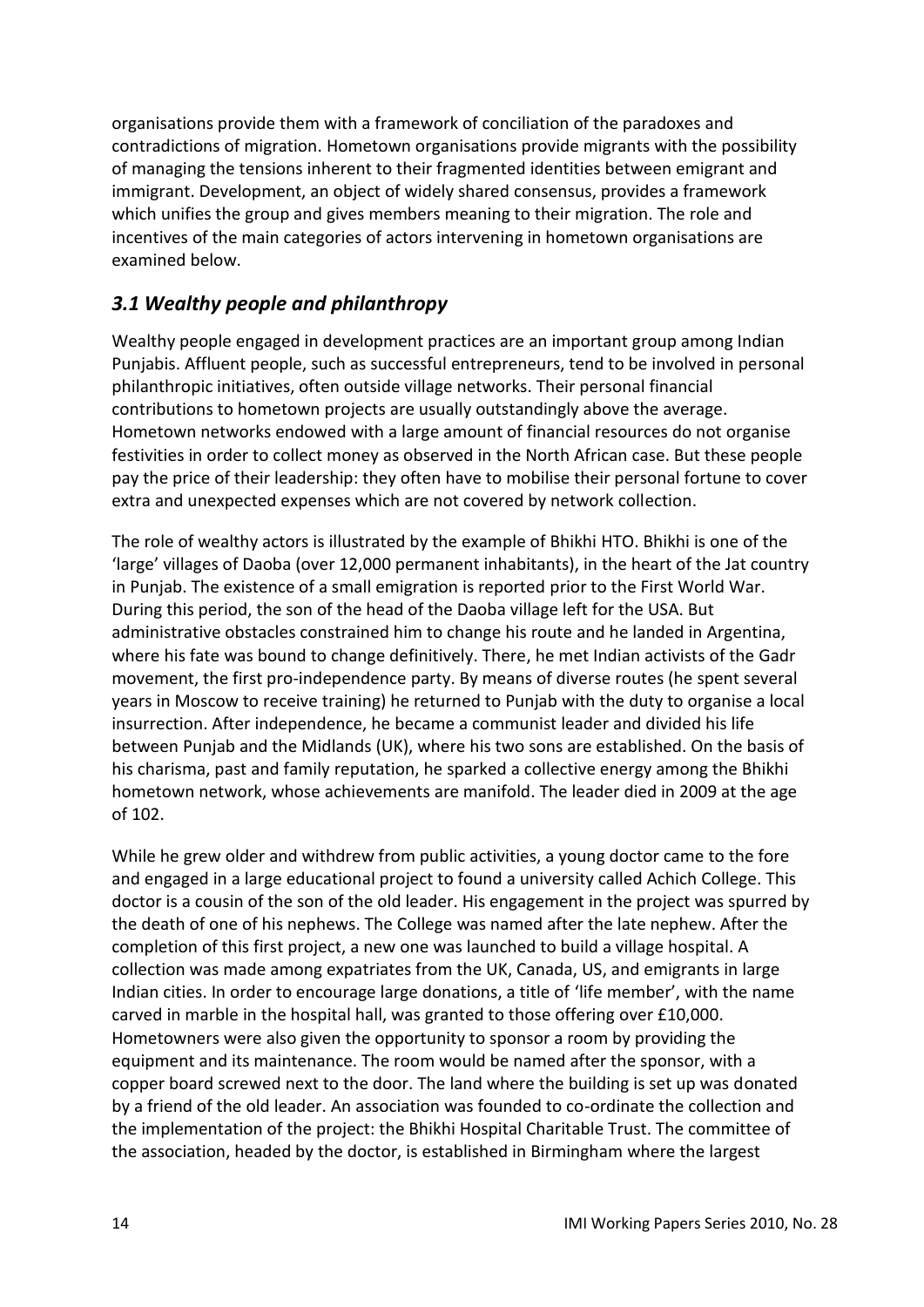organisations provide them with a framework of conciliation of the paradoxes and contradictions of migration. Hometown organisations provide migrants with the possibility of managing the tensions inherent to their fragmented identities between emigrant and immigrant. Development, an object of widely shared consensus, provides a framework which unifies the group and gives members meaning to their migration. The role and incentives of the main categories of actors intervening in hometown organisations are examined below.

### *3.1 Wealthy people and philanthropy*

Wealthy people engaged in development practices are an important group among Indian Punjabis. Affluent people, such as successful entrepreneurs, tend to be involved in personal philanthropic initiatives, often outside village networks. Their personal financial contributions to hometown projects are usually outstandingly above the average. Hometown networks endowed with a large amount of financial resources do not organise festivities in order to collect money as observed in the North African case. But these people pay the price of their leadership: they often have to mobilise their personal fortune to cover extra and unexpected expenses which are not covered by network collection.

The role of wealthy actors is illustrated by the example of Bhikhi HTO. Bhikhi is one of the 'large' villages of Daoba (over 12,000 permanent inhabitants), in the heart of the Jat country in Punjab. The existence of a small emigration is reported prior to the First World War. During this period, the son of the head of the Daoba village left for the USA. But administrative obstacles constrained him to change his route and he landed in Argentina, where his fate was bound to change definitively. There, he met Indian activists of the Gadr movement, the first pro-independence party. By means of diverse routes (he spent several years in Moscow to receive training) he returned to Punjab with the duty to organise a local insurrection. After independence, he became a communist leader and divided his life between Punjab and the Midlands (UK), where his two sons are established. On the basis of his charisma, past and family reputation, he sparked a collective energy among the Bhikhi hometown network, whose achievements are manifold. The leader died in 2009 at the age of 102.

While he grew older and withdrew from public activities, a young doctor came to the fore and engaged in a large educational project to found a university called Achich College. This doctor is a cousin of the son of the old leader. His engagement in the project was spurred by the death of one of his nephews. The College was named after the late nephew. After the completion of this first project, a new one was launched to build a village hospital. A collection was made among expatriates from the UK, Canada, US, and emigrants in large Indian cities. In order to encourage large donations, a title of 'life member', with the name carved in marble in the hospital hall, was granted to those offering over £10,000. Hometowners were also given the opportunity to sponsor a room by providing the equipment and its maintenance. The room would be named after the sponsor, with a copper board screwed next to the door. The land where the building is set up was donated by a friend of the old leader. An association was founded to co-ordinate the collection and the implementation of the project: the Bhikhi Hospital Charitable Trust. The committee of the association, headed by the doctor, is established in Birmingham where the largest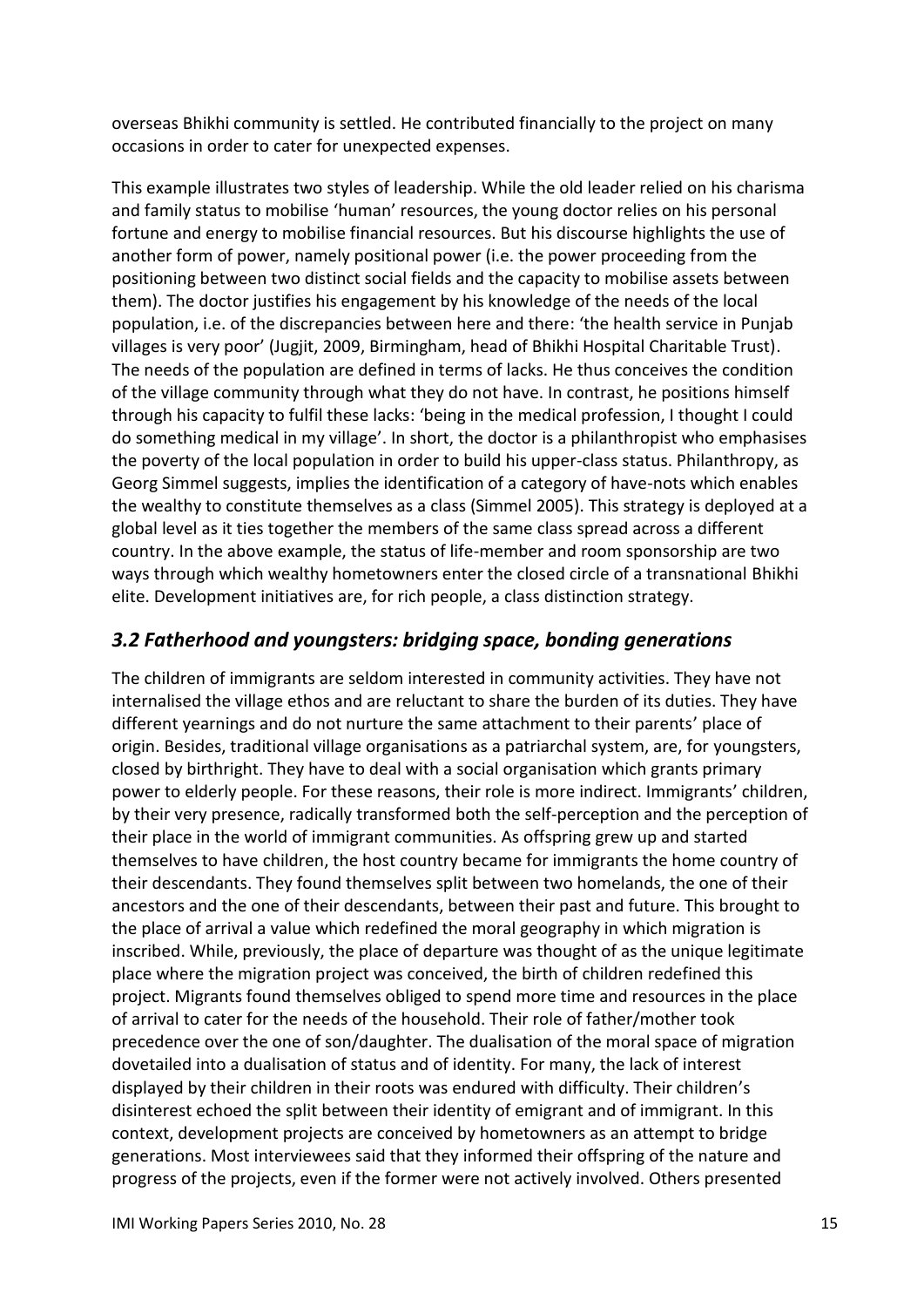overseas Bhikhi community is settled. He contributed financially to the project on many occasions in order to cater for unexpected expenses.

This example illustrates two styles of leadership. While the old leader relied on his charisma and family status to mobilise 'human' resources, the young doctor relies on his personal fortune and energy to mobilise financial resources. But his discourse highlights the use of another form of power, namely positional power (i.e. the power proceeding from the positioning between two distinct social fields and the capacity to mobilise assets between them). The doctor justifies his engagement by his knowledge of the needs of the local population, i.e. of the discrepancies between here and there: 'the health service in Punjab villages is very poor' (Jugjit, 2009, Birmingham, head of Bhikhi Hospital Charitable Trust). The needs of the population are defined in terms of lacks. He thus conceives the condition of the village community through what they do not have. In contrast, he positions himself through his capacity to fulfil these lacks: 'being in the medical profession, I thought I could do something medical in my village'. In short, the doctor is a philanthropist who emphasises the poverty of the local population in order to build his upper-class status. Philanthropy, as Georg Simmel suggests, implies the identification of a category of have-nots which enables the wealthy to constitute themselves as a class (Simmel 2005). This strategy is deployed at a global level as it ties together the members of the same class spread across a different country. In the above example, the status of life-member and room sponsorship are two ways through which wealthy hometowners enter the closed circle of a transnational Bhikhi elite. Development initiatives are, for rich people, a class distinction strategy.

### *3.2 Fatherhood and youngsters: bridging space, bonding generations*

The children of immigrants are seldom interested in community activities. They have not internalised the village ethos and are reluctant to share the burden of its duties. They have different yearnings and do not nurture the same attachment to their parents' place of origin. Besides, traditional village organisations as a patriarchal system, are, for youngsters, closed by birthright. They have to deal with a social organisation which grants primary power to elderly people. For these reasons, their role is more indirect. Immigrants' children, by their very presence, radically transformed both the self-perception and the perception of their place in the world of immigrant communities. As offspring grew up and started themselves to have children, the host country became for immigrants the home country of their descendants. They found themselves split between two homelands, the one of their ancestors and the one of their descendants, between their past and future. This brought to the place of arrival a value which redefined the moral geography in which migration is inscribed. While, previously, the place of departure was thought of as the unique legitimate place where the migration project was conceived, the birth of children redefined this project. Migrants found themselves obliged to spend more time and resources in the place of arrival to cater for the needs of the household. Their role of father/mother took precedence over the one of son/daughter. The dualisation of the moral space of migration dovetailed into a dualisation of status and of identity. For many, the lack of interest displayed by their children in their roots was endured with difficulty. Their children's disinterest echoed the split between their identity of emigrant and of immigrant. In this context, development projects are conceived by hometowners as an attempt to bridge generations. Most interviewees said that they informed their offspring of the nature and progress of the projects, even if the former were not actively involved. Others presented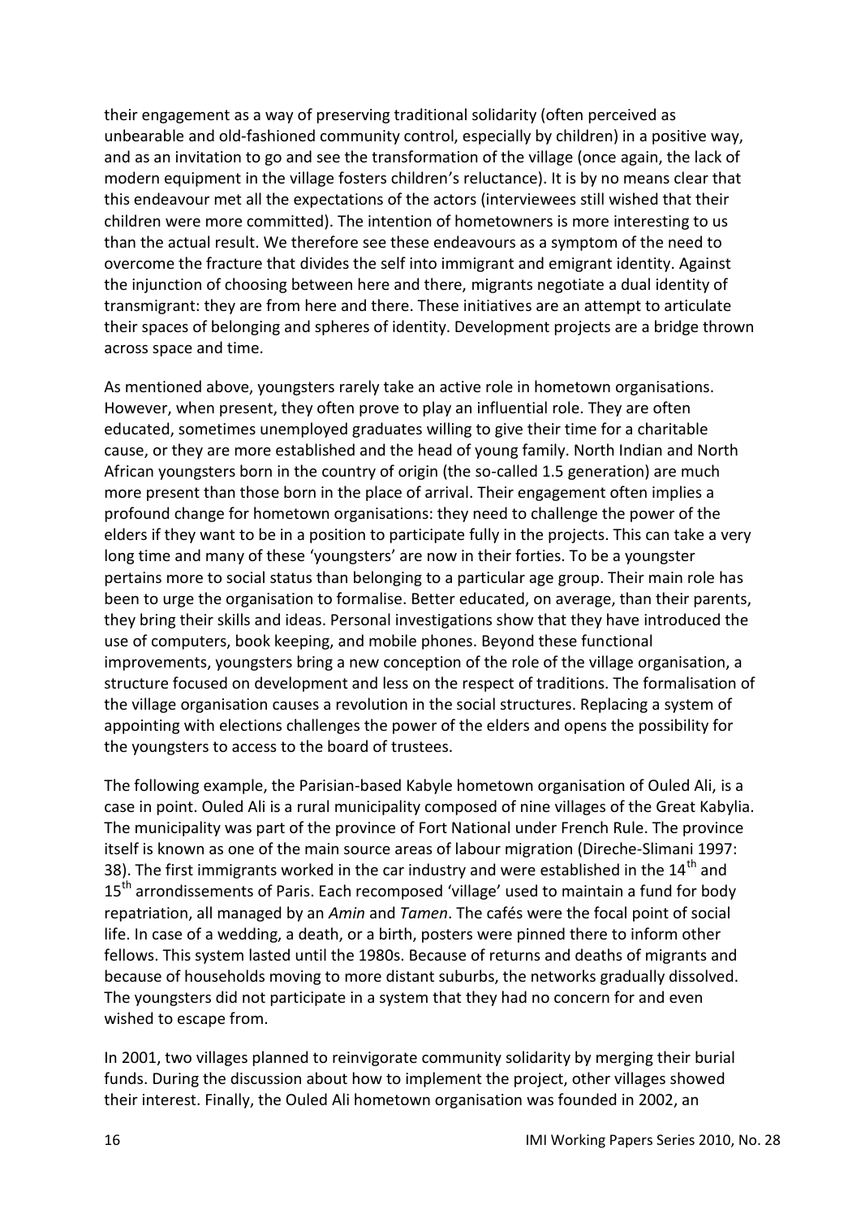their engagement as a way of preserving traditional solidarity (often perceived as unbearable and old-fashioned community control, especially by children) in a positive way, and as an invitation to go and see the transformation of the village (once again, the lack of modern equipment in the village fosters children's reluctance). It is by no means clear that this endeavour met all the expectations of the actors (interviewees still wished that their children were more committed). The intention of hometowners is more interesting to us than the actual result. We therefore see these endeavours as a symptom of the need to overcome the fracture that divides the self into immigrant and emigrant identity. Against the injunction of choosing between here and there, migrants negotiate a dual identity of transmigrant: they are from here and there. These initiatives are an attempt to articulate their spaces of belonging and spheres of identity. Development projects are a bridge thrown across space and time.

As mentioned above, youngsters rarely take an active role in hometown organisations. However, when present, they often prove to play an influential role. They are often educated, sometimes unemployed graduates willing to give their time for a charitable cause, or they are more established and the head of young family. North Indian and North African youngsters born in the country of origin (the so-called 1.5 generation) are much more present than those born in the place of arrival. Their engagement often implies a profound change for hometown organisations: they need to challenge the power of the elders if they want to be in a position to participate fully in the projects. This can take a very long time and many of these 'youngsters' are now in their forties. To be a youngster pertains more to social status than belonging to a particular age group. Their main role has been to urge the organisation to formalise. Better educated, on average, than their parents, they bring their skills and ideas. Personal investigations show that they have introduced the use of computers, book keeping, and mobile phones. Beyond these functional improvements, youngsters bring a new conception of the role of the village organisation, a structure focused on development and less on the respect of traditions. The formalisation of the village organisation causes a revolution in the social structures. Replacing a system of appointing with elections challenges the power of the elders and opens the possibility for the youngsters to access to the board of trustees.

The following example, the Parisian-based Kabyle hometown organisation of Ouled Ali, is a case in point. Ouled Ali is a rural municipality composed of nine villages of the Great Kabylia. The municipality was part of the province of Fort National under French Rule. The province itself is known as one of the main source areas of labour migration (Direche-Slimani 1997: 38). The first immigrants worked in the car industry and were established in the 14th and 15th arrondissements of Paris. Each recomposed 'village' used to maintain a fund for body repatriation, all managed by an *Amin* and *Tamen*. The cafés were the focal point of social life. In case of a wedding, a death, or a birth, posters were pinned there to inform other fellows. This system lasted until the 1980s. Because of returns and deaths of migrants and because of households moving to more distant suburbs, the networks gradually dissolved. The youngsters did not participate in a system that they had no concern for and even wished to escape from.

In 2001, two villages planned to reinvigorate community solidarity by merging their burial funds. During the discussion about how to implement the project, other villages showed their interest. Finally, the Ouled Ali hometown organisation was founded in 2002, an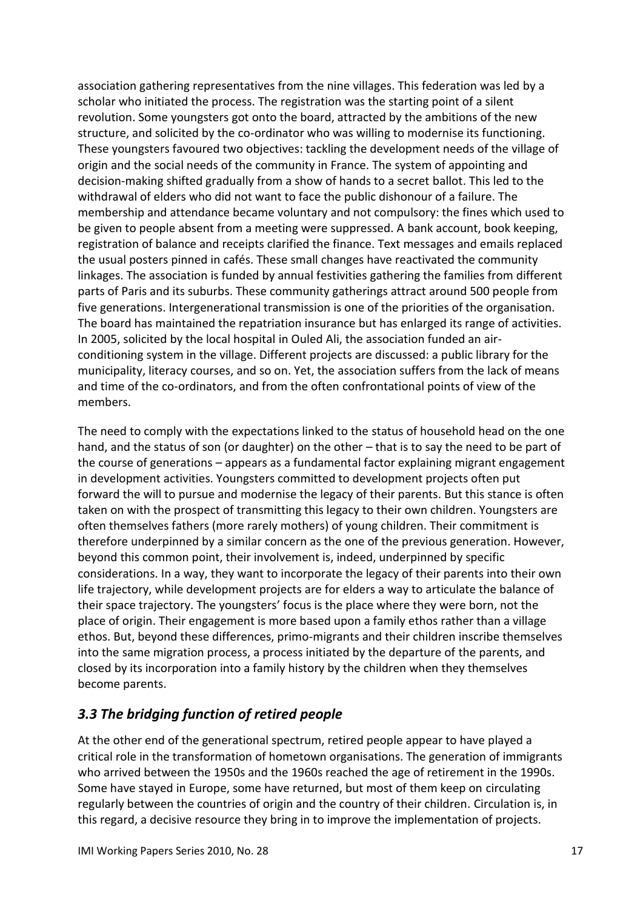association gathering representatives from the nine villages. This federation was led by a scholar who initiated the process. The registration was the starting point of a silent revolution. Some youngsters got onto the board, attracted by the ambitions of the new structure, and solicited by the co-ordinator who was willing to modernise its functioning. These youngsters favoured two objectives: tackling the development needs of the village of origin and the social needs of the community in France. The system of appointing and decision-making shifted gradually from a show of hands to a secret ballot. This led to the withdrawal of elders who did not want to face the public dishonour of a failure. The membership and attendance became voluntary and not compulsory: the fines which used to be given to people absent from a meeting were suppressed. A bank account, book keeping, registration of balance and receipts clarified the finance. Text messages and emails replaced the usual posters pinned in cafés. These small changes have reactivated the community linkages. The association is funded by annual festivities gathering the families from different parts of Paris and its suburbs. These community gatherings attract around 500 people from five generations. Intergenerational transmission is one of the priorities of the organisation. The board has maintained the repatriation insurance but has enlarged its range of activities. In 2005, solicited by the local hospital in Ouled Ali, the association funded an air-conditioning system in the village. Different projects are discussed: a public library for the municipality, literacy courses, and so on. Yet, the association suffers from the lack of means and time of the co-ordinators, and from the often confrontational points of view of the members.

The need to comply with the expectations linked to the status of household head on the one hand, and the status of son (or daughter) on the other – that is to say the need to be part of the course of generations – appears as a fundamental factor explaining migrant engagement in development activities. Youngsters committed to development projects often put forward the will to pursue and modernise the legacy of their parents. But this stance is often taken on with the prospect of transmitting this legacy to their own children. Youngsters are often themselves fathers (more rarely mothers) of young children. Their commitment is therefore underpinned by a similar concern as the one of the previous generation. However, beyond this common point, their involvement is, indeed, underpinned by specific considerations. In a way, they want to incorporate the legacy of their parents into their own life trajectory, while development projects are for elders a way to articulate the balance of their space trajectory. The youngsters' focus is the place where they were born, not the place of origin. Their engagement is more based upon a family ethos rather than a village ethos. But, beyond these differences, primo-migrants and their children inscribe themselves into the same migration process, a process initiated by the departure of the parents, and closed by its incorporation into a family history by the children when they themselves become parents.

### *3.3 The bridging function of retired people*

At the other end of the generational spectrum, retired people appear to have played a critical role in the transformation of hometown organisations. The generation of immigrants who arrived between the 1950s and the 1960s reached the age of retirement in the 1990s. Some have stayed in Europe, some have returned, but most of them keep on circulating regularly between the countries of origin and the country of their children. Circulation is, in this regard, a decisive resource they bring in to improve the implementation of projects.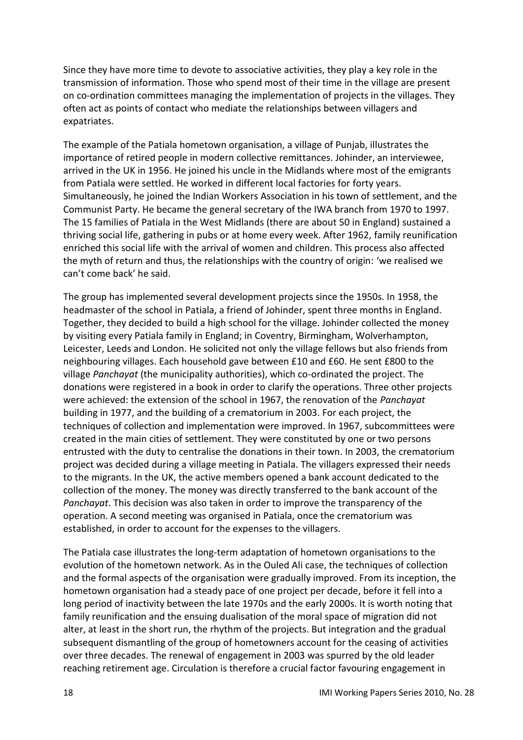Since they have more time to devote to associative activities, they play a key role in the transmission of information. Those who spend most of their time in the village are present on co-ordination committees managing the implementation of projects in the villages. They often act as points of contact who mediate the relationships between villagers and expatriates.

The example of the Patiala hometown organisation, a village of Punjab, illustrates the importance of retired people in modern collective remittances. Johinder, an interviewee, arrived in the UK in 1956. He joined his uncle in the Midlands where most of the emigrants from Patiala were settled. He worked in different local factories for forty years. Simultaneously, he joined the Indian Workers Association in his town of settlement, and the Communist Party. He became the general secretary of the IWA branch from 1970 to 1997. The 15 families of Patiala in the West Midlands (there are about 50 in England) sustained a thriving social life, gathering in pubs or at home every week. After 1962, family reunification enriched this social life with the arrival of women and children. This process also affected the myth of return and thus, the relationships with the country of origin: 'we realised we can't come back' he said.

The group has implemented several development projects since the 1950s. In 1958, the headmaster of the school in Patiala, a friend of Johinder, spent three months in England. Together, they decided to build a high school for the village. Johinder collected the money by visiting every Patiala family in England; in Coventry, Birmingham, Wolverhampton, Leicester, Leeds and London. He solicited not only the village fellows but also friends from neighbouring villages. Each household gave between £10 and £60. He sent £800 to the village *Panchayat* (the municipality authorities), which co-ordinated the project. The donations were registered in a book in order to clarify the operations. Three other projects were achieved: the extension of the school in 1967, the renovation of the *Panchayat* building in 1977, and the building of a crematorium in 2003. For each project, the techniques of collection and implementation were improved. In 1967, subcommittees were created in the main cities of settlement. They were constituted by one or two persons entrusted with the duty to centralise the donations in their town. In 2003, the crematorium project was decided during a village meeting in Patiala. The villagers expressed their needs to the migrants. In the UK, the active members opened a bank account dedicated to the collection of the money. The money was directly transferred to the bank account of the *Panchayat*. This decision was also taken in order to improve the transparency of the operation. A second meeting was organised in Patiala, once the crematorium was established, in order to account for the expenses to the villagers.

The Patiala case illustrates the long-term adaptation of hometown organisations to the evolution of the hometown network. As in the Ouled Ali case, the techniques of collection and the formal aspects of the organisation were gradually improved. From its inception, the hometown organisation had a steady pace of one project per decade, before it fell into a long period of inactivity between the late 1970s and the early 2000s. It is worth noting that family reunification and the ensuing dualisation of the moral space of migration did not alter, at least in the short run, the rhythm of the projects. But integration and the gradual subsequent dismantling of the group of hometowners account for the ceasing of activities over three decades. The renewal of engagement in 2003 was spurred by the old leader reaching retirement age. Circulation is therefore a crucial factor favouring engagement in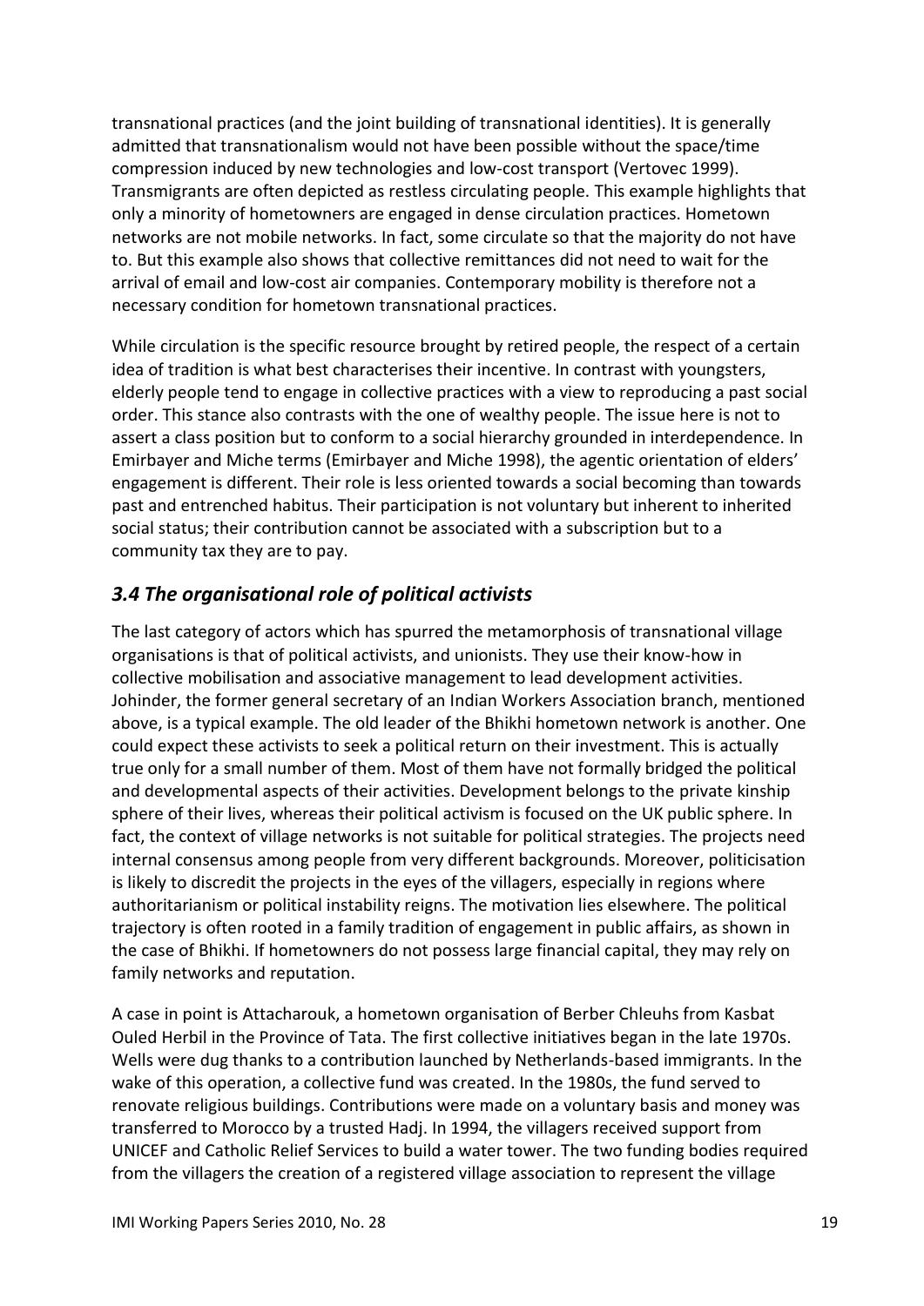transnational practices (and the joint building of transnational identities). It is generally admitted that transnationalism would not have been possible without the space/time compression induced by new technologies and low-cost transport (Vertovec 1999). Transmigrants are often depicted as restless circulating people. This example highlights that only a minority of hometowners are engaged in dense circulation practices. Hometown networks are not mobile networks. In fact, some circulate so that the majority do not have to. But this example also shows that collective remittances did not need to wait for the arrival of email and low-cost air companies. Contemporary mobility is therefore not a necessary condition for hometown transnational practices.

While circulation is the specific resource brought by retired people, the respect of a certain idea of tradition is what best characterises their incentive. In contrast with youngsters, elderly people tend to engage in collective practices with a view to reproducing a past social order. This stance also contrasts with the one of wealthy people. The issue here is not to assert a class position but to conform to a social hierarchy grounded in interdependence. In Emirbayer and Miche terms (Emirbayer and Miche 1998), the agentic orientation of elders' engagement is different. Their role is less oriented towards a social becoming than towards past and entrenched habitus. Their participation is not voluntary but inherent to inherited social status; their contribution cannot be associated with a subscription but to a community tax they are to pay.

### *3.4 The organisational role of political activists*

The last category of actors which has spurred the metamorphosis of transnational village organisations is that of political activists, and unionists. They use their know-how in collective mobilisation and associative management to lead development activities. Johinder, the former general secretary of an Indian Workers Association branch, mentioned above, is a typical example. The old leader of the Bhikhi hometown network is another. One could expect these activists to seek a political return on their investment. This is actually true only for a small number of them. Most of them have not formally bridged the political and developmental aspects of their activities. Development belongs to the private kinship sphere of their lives, whereas their political activism is focused on the UK public sphere. In fact, the context of village networks is not suitable for political strategies. The projects need internal consensus among people from very different backgrounds. Moreover, politicisation is likely to discredit the projects in the eyes of the villagers, especially in regions where authoritarianism or political instability reigns. The motivation lies elsewhere. The political trajectory is often rooted in a family tradition of engagement in public affairs, as shown in the case of Bhikhi. If hometowners do not possess large financial capital, they may rely on family networks and reputation.

A case in point is Attacharouk, a hometown organisation of Berber Chleuhs from Kasbat Ouled Herbil in the Province of Tata. The first collective initiatives began in the late 1970s. Wells were dug thanks to a contribution launched by Netherlands-based immigrants. In the wake of this operation, a collective fund was created. In the 1980s, the fund served to renovate religious buildings. Contributions were made on a voluntary basis and money was transferred to Morocco by a trusted Hadj. In 1994, the villagers received support from UNICEF and Catholic Relief Services to build a water tower. The two funding bodies required from the villagers the creation of a registered village association to represent the village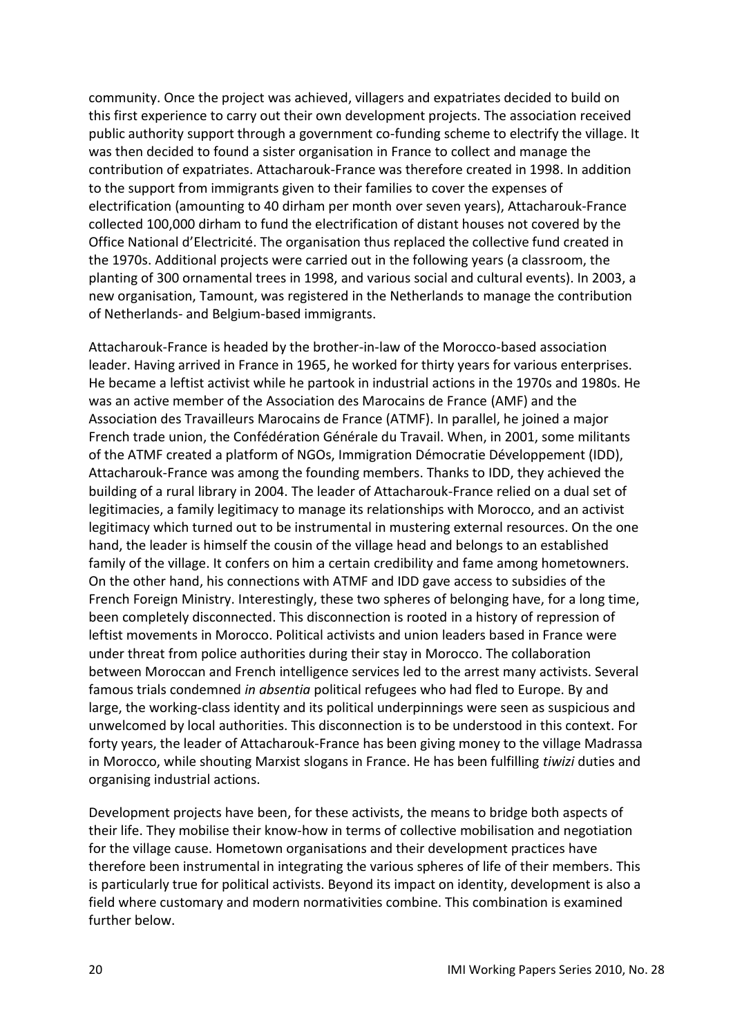community. Once the project was achieved, villagers and expatriates decided to build on this first experience to carry out their own development projects. The association received public authority support through a government co-funding scheme to electrify the village. It was then decided to found a sister organisation in France to collect and manage the contribution of expatriates. Attacharouk-France was therefore created in 1998. In addition to the support from immigrants given to their families to cover the expenses of electrification (amounting to 40 dirham per month over seven years), Attacharouk-France collected 100,000 dirham to fund the electrification of distant houses not covered by the Office National d'Electricité. The organisation thus replaced the collective fund created in the 1970s. Additional projects were carried out in the following years (a classroom, the planting of 300 ornamental trees in 1998, and various social and cultural events). In 2003, a new organisation, Tamount, was registered in the Netherlands to manage the contribution of Netherlands- and Belgium-based immigrants.

Attacharouk-France is headed by the brother-in-law of the Morocco-based association leader. Having arrived in France in 1965, he worked for thirty years for various enterprises. He became a leftist activist while he partook in industrial actions in the 1970s and 1980s. He was an active member of the Association des Marocains de France (AMF) and the Association des Travailleurs Marocains de France (ATMF). In parallel, he joined a major French trade union, the Confédération Générale du Travail. When, in 2001, some militants of the ATMF created a platform of NGOs, Immigration Démocratie Développement (IDD), Attacharouk-France was among the founding members. Thanks to IDD, they achieved the building of a rural library in 2004. The leader of Attacharouk-France relied on a dual set of legitimacies, a family legitimacy to manage its relationships with Morocco, and an activist legitimacy which turned out to be instrumental in mustering external resources. On the one hand, the leader is himself the cousin of the village head and belongs to an established family of the village. It confers on him a certain credibility and fame among hometowners. On the other hand, his connections with ATMF and IDD gave access to subsidies of the French Foreign Ministry. Interestingly, these two spheres of belonging have, for a long time, been completely disconnected. This disconnection is rooted in a history of repression of leftist movements in Morocco. Political activists and union leaders based in France were under threat from police authorities during their stay in Morocco. The collaboration between Moroccan and French intelligence services led to the arrest many activists. Several famous trials condemned *in absentia* political refugees who had fled to Europe. By and large, the working-class identity and its political underpinnings were seen as suspicious and unwelcomed by local authorities. This disconnection is to be understood in this context. For forty years, the leader of Attacharouk-France has been giving money to the village Madrassa in Morocco, while shouting Marxist slogans in France. He has been fulfilling *tiwizi* duties and organising industrial actions.

Development projects have been, for these activists, the means to bridge both aspects of their life. They mobilise their know-how in terms of collective mobilisation and negotiation for the village cause. Hometown organisations and their development practices have therefore been instrumental in integrating the various spheres of life of their members. This is particularly true for political activists. Beyond its impact on identity, development is also a field where customary and modern normativities combine. This combination is examined further below.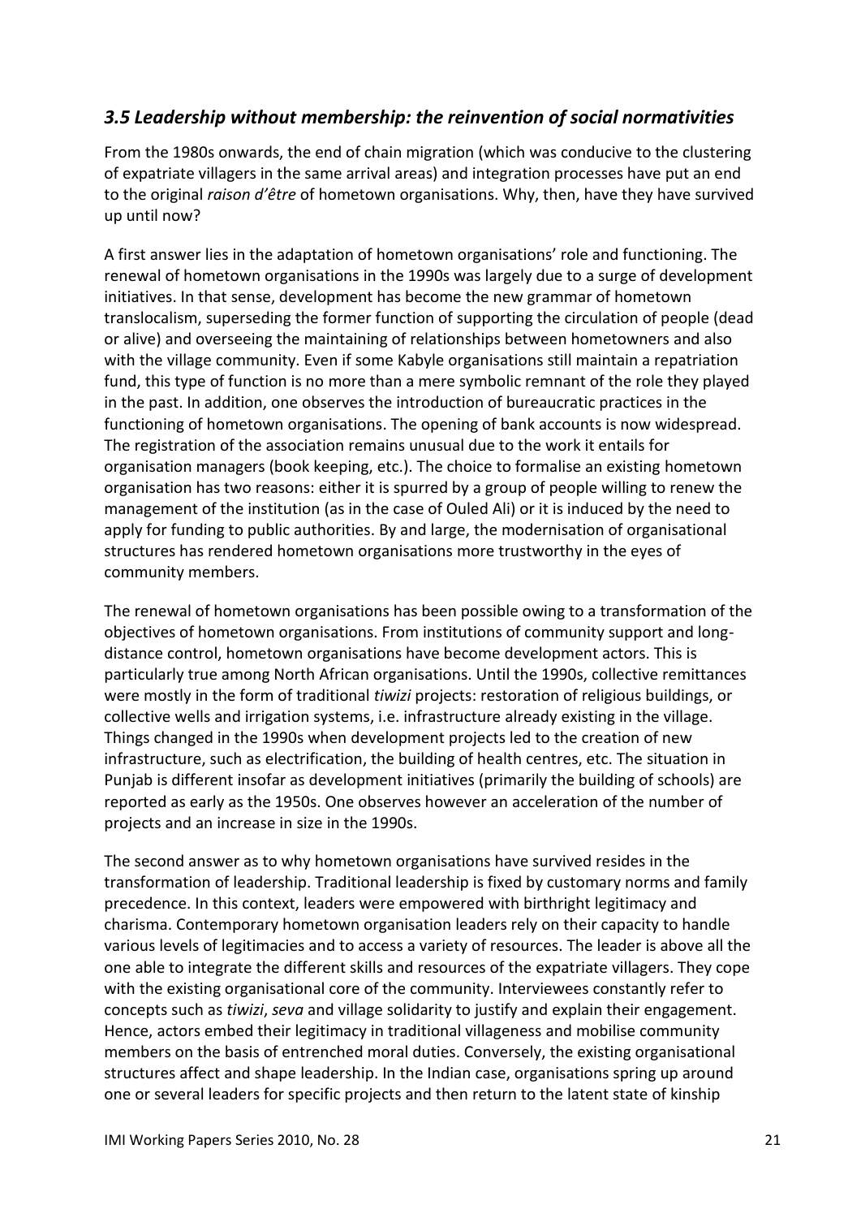### *3.5 Leadership without membership: the reinvention of social normativities*

From the 1980s onwards, the end of chain migration (which was conducive to the clustering of expatriate villagers in the same arrival areas) and integration processes have put an end to the original *raison d'être* of hometown organisations. Why, then, have they have survived up until now?

A first answer lies in the adaptation of hometown organisations' role and functioning. The renewal of hometown organisations in the 1990s was largely due to a surge of development initiatives. In that sense, development has become the new grammar of hometown translocalism, superseding the former function of supporting the circulation of people (dead or alive) and overseeing the maintaining of relationships between hometowners and also with the village community. Even if some Kabyle organisations still maintain a repatriation fund, this type of function is no more than a mere symbolic remnant of the role they played in the past. In addition, one observes the introduction of bureaucratic practices in the functioning of hometown organisations. The opening of bank accounts is now widespread. The registration of the association remains unusual due to the work it entails for organisation managers (book keeping, etc.). The choice to formalise an existing hometown organisation has two reasons: either it is spurred by a group of people willing to renew the management of the institution (as in the case of Ouled Ali) or it is induced by the need to apply for funding to public authorities. By and large, the modernisation of organisational structures has rendered hometown organisations more trustworthy in the eyes of community members.

The renewal of hometown organisations has been possible owing to a transformation of the objectives of hometown organisations. From institutions of community support and long-distance control, hometown organisations have become development actors. This is particularly true among North African organisations. Until the 1990s, collective remittances were mostly in the form of traditional *tiwizi* projects: restoration of religious buildings, or collective wells and irrigation systems, i.e. infrastructure already existing in the village. Things changed in the 1990s when development projects led to the creation of new infrastructure, such as electrification, the building of health centres, etc. The situation in Punjab is different insofar as development initiatives (primarily the building of schools) are reported as early as the 1950s. One observes however an acceleration of the number of projects and an increase in size in the 1990s.

The second answer as to why hometown organisations have survived resides in the transformation of leadership. Traditional leadership is fixed by customary norms and family precedence. In this context, leaders were empowered with birthright legitimacy and charisma. Contemporary hometown organisation leaders rely on their capacity to handle various levels of legitimacies and to access a variety of resources. The leader is above all the one able to integrate the different skills and resources of the expatriate villagers. They cope with the existing organisational core of the community. Interviewees constantly refer to concepts such as *tiwizi*, *seva* and village solidarity to justify and explain their engagement. Hence, actors embed their legitimacy in traditional villageness and mobilise community members on the basis of entrenched moral duties. Conversely, the existing organisational structures affect and shape leadership. In the Indian case, organisations spring up around one or several leaders for specific projects and then return to the latent state of kinship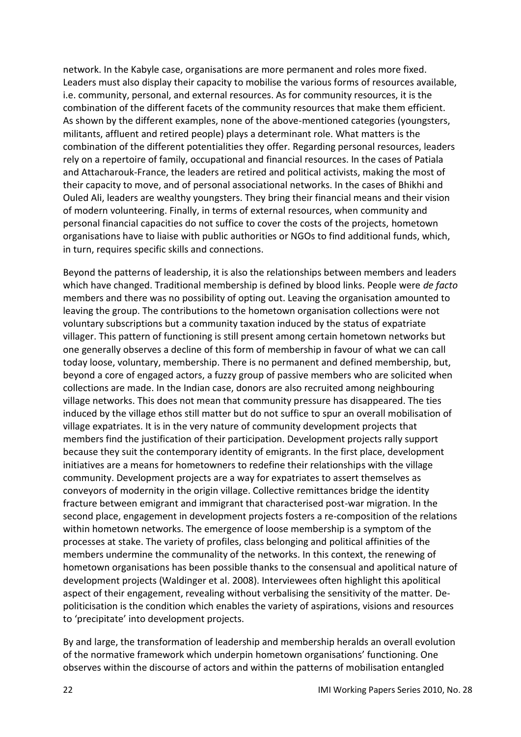network. In the Kabyle case, organisations are more permanent and roles more fixed. Leaders must also display their capacity to mobilise the various forms of resources available, i.e. community, personal, and external resources. As for community resources, it is the combination of the different facets of the community resources that make them efficient. As shown by the different examples, none of the above-mentioned categories (youngsters, militants, affluent and retired people) plays a determinant role. What matters is the combination of the different potentialities they offer. Regarding personal resources, leaders rely on a repertoire of family, occupational and financial resources. In the cases of Patiala and Attacharouk-France, the leaders are retired and political activists, making the most of their capacity to move, and of personal associational networks. In the cases of Bhikhi and Ouled Ali, leaders are wealthy youngsters. They bring their financial means and their vision of modern volunteering. Finally, in terms of external resources, when community and personal financial capacities do not suffice to cover the costs of the projects, hometown organisations have to liaise with public authorities or NGOs to find additional funds, which, in turn, requires specific skills and connections.

Beyond the patterns of leadership, it is also the relationships between members and leaders which have changed. Traditional membership is defined by blood links. People were *de facto* members and there was no possibility of opting out. Leaving the organisation amounted to leaving the group. The contributions to the hometown organisation collections were not voluntary subscriptions but a community taxation induced by the status of expatriate villager. This pattern of functioning is still present among certain hometown networks but one generally observes a decline of this form of membership in favour of what we can call today loose, voluntary, membership. There is no permanent and defined membership, but, beyond a core of engaged actors, a fuzzy group of passive members who are solicited when collections are made. In the Indian case, donors are also recruited among neighbouring village networks. This does not mean that community pressure has disappeared. The ties induced by the village ethos still matter but do not suffice to spur an overall mobilisation of village expatriates. It is in the very nature of community development projects that members find the justification of their participation. Development projects rally support because they suit the contemporary identity of emigrants. In the first place, development initiatives are a means for hometowners to redefine their relationships with the village community. Development projects are a way for expatriates to assert themselves as conveyors of modernity in the origin village. Collective remittances bridge the identity fracture between emigrant and immigrant that characterised post-war migration. In the second place, engagement in development projects fosters a re-composition of the relations within hometown networks. The emergence of loose membership is a symptom of the processes at stake. The variety of profiles, class belonging and political affinities of the members undermine the communality of the networks. In this context, the renewing of hometown organisations has been possible thanks to the consensual and apolitical nature of development projects (Waldinger et al. 2008). Interviewees often highlight this apolitical aspect of their engagement, revealing without verbalising the sensitivity of the matter. De-politicisation is the condition which enables the variety of aspirations, visions and resources to 'precipitate' into development projects.

By and large, the transformation of leadership and membership heralds an overall evolution of the normative framework which underpin hometown organisations' functioning. One observes within the discourse of actors and within the patterns of mobilisation entangled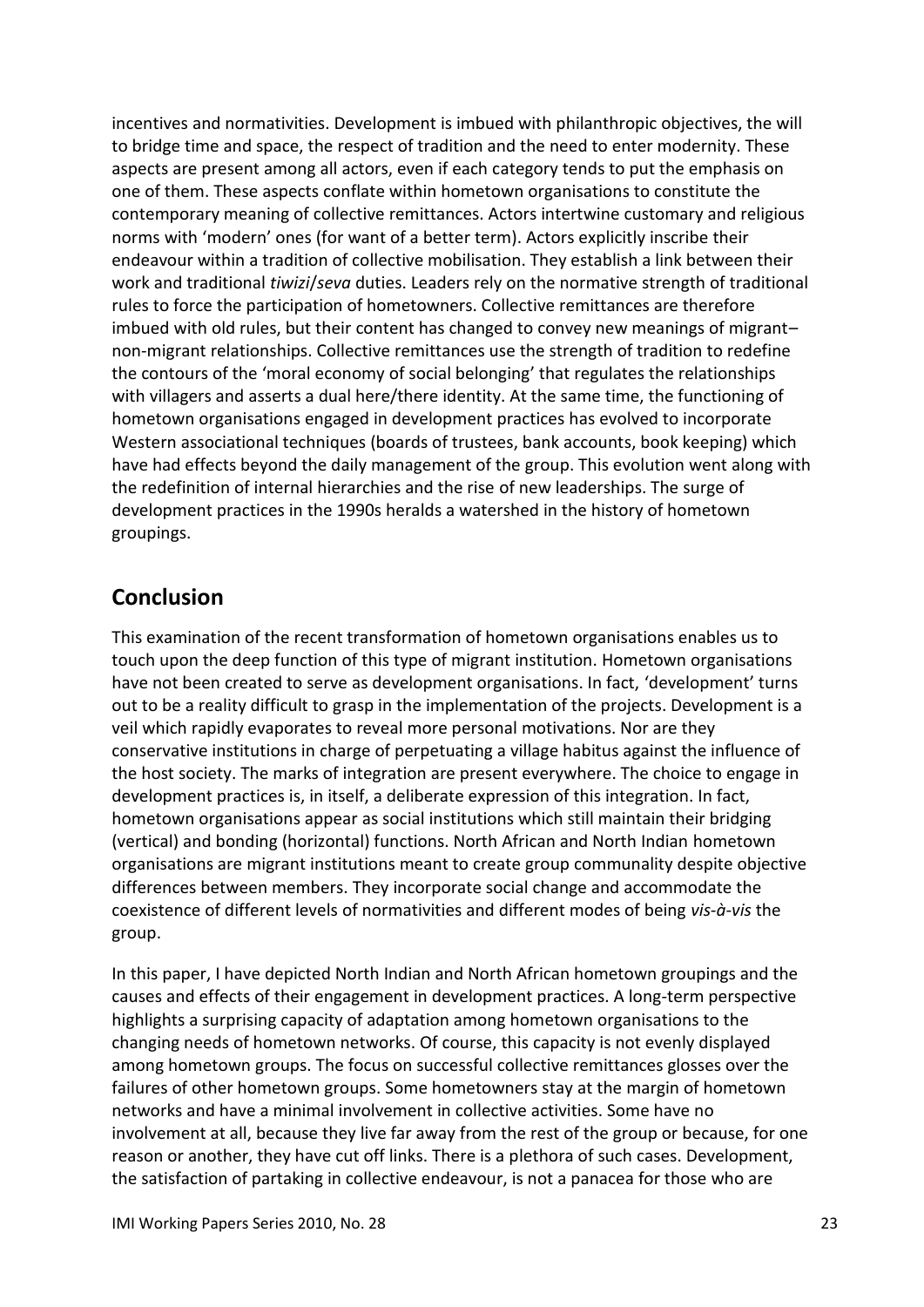incentives and normativities. Development is imbued with philanthropic objectives, the will to bridge time and space, the respect of tradition and the need to enter modernity. These aspects are present among all actors, even if each category tends to put the emphasis on one of them. These aspects conflate within hometown organisations to constitute the contemporary meaning of collective remittances. Actors intertwine customary and religious norms with 'modern' ones (for want of a better term). Actors explicitly inscribe their endeavour within a tradition of collective mobilisation. They establish a link between their work and traditional *tiwizi*/*seva* duties. Leaders rely on the normative strength of traditional rules to force the participation of hometowners. Collective remittances are therefore imbued with old rules, but their content has changed to convey new meanings of migrant–non-migrant relationships. Collective remittances use the strength of tradition to redefine the contours of the 'moral economy of social belonging' that regulates the relationships with villagers and asserts a dual here/there identity. At the same time, the functioning of hometown organisations engaged in development practices has evolved to incorporate Western associational techniques (boards of trustees, bank accounts, book keeping) which have had effects beyond the daily management of the group. This evolution went along with the redefinition of internal hierarchies and the rise of new leaderships. The surge of development practices in the 1990s heralds a watershed in the history of hometown groupings.

## Conclusion

This examination of the recent transformation of hometown organisations enables us to touch upon the deep function of this type of migrant institution. Hometown organisations have not been created to serve as development organisations. In fact, 'development' turns out to be a reality difficult to grasp in the implementation of the projects. Development is a veil which rapidly evaporates to reveal more personal motivations. Nor are they conservative institutions in charge of perpetuating a village habitus against the influence of the host society. The marks of integration are present everywhere. The choice to engage in development practices is, in itself, a deliberate expression of this integration. In fact, hometown organisations appear as social institutions which still maintain their bridging (vertical) and bonding (horizontal) functions. North African and North Indian hometown organisations are migrant institutions meant to create group communality despite objective differences between members. They incorporate social change and accommodate the coexistence of different levels of normativities and different modes of being *vis-à-vis* the group.

In this paper, I have depicted North Indian and North African hometown groupings and the causes and effects of their engagement in development practices. A long-term perspective highlights a surprising capacity of adaptation among hometown organisations to the changing needs of hometown networks. Of course, this capacity is not evenly displayed among hometown groups. The focus on successful collective remittances glosses over the failures of other hometown groups. Some hometowners stay at the margin of hometown networks and have a minimal involvement in collective activities. Some have no involvement at all, because they live far away from the rest of the group or because, for one reason or another, they have cut off links. There is a plethora of such cases. Development, the satisfaction of partaking in collective endeavour, is not a panacea for those who are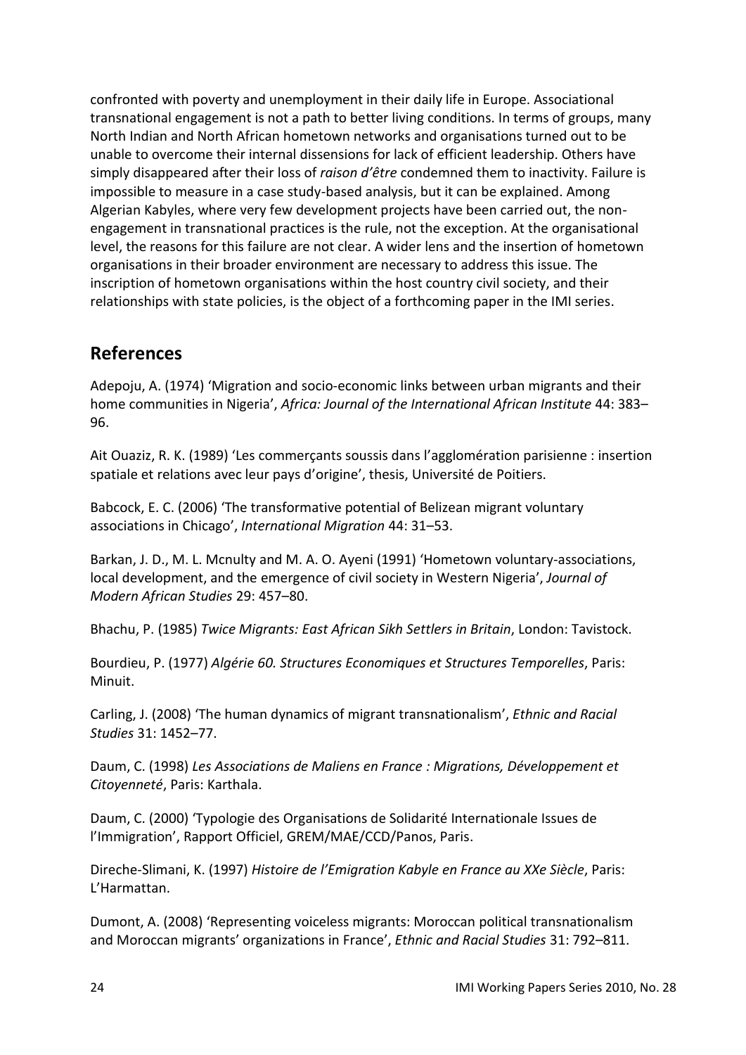confronted with poverty and unemployment in their daily life in Europe. Associational transnational engagement is not a path to better living conditions. In terms of groups, many North Indian and North African hometown networks and organisations turned out to be unable to overcome their internal dissensions for lack of efficient leadership. Others have simply disappeared after their loss of *raison d'être* condemned them to inactivity. Failure is impossible to measure in a case study-based analysis, but it can be explained. Among Algerian Kabyles, where very few development projects have been carried out, the non-engagement in transnational practices is the rule, not the exception. At the organisational level, the reasons for this failure are not clear. A wider lens and the insertion of hometown organisations in their broader environment are necessary to address this issue. The inscription of hometown organisations within the host country civil society, and their relationships with state policies, is the object of a forthcoming paper in the IMI series.

## References

Adepoju, A. (1974) 'Migration and socio-economic links between urban migrants and their home communities in Nigeria', *Africa: Journal of the International African Institute* 44: 383–96.

Ait Ouaziz, R. K. (1989) 'Les commerçants soussis dans l'agglomération parisienne : insertion spatiale et relations avec leur pays d'origine', thesis, Université de Poitiers.

Babcock, E. C. (2006) 'The transformative potential of Belizean migrant voluntary associations in Chicago', *International Migration* 44: 31–53.

Barkan, J. D., M. L. Mcnulty and M. A. O. Ayeni (1991) 'Hometown voluntary-associations, local development, and the emergence of civil society in Western Nigeria', *Journal of Modern African Studies* 29: 457–80.

Bhachu, P. (1985) *Twice Migrants: East African Sikh Settlers in Britain*, London: Tavistock.

Bourdieu, P. (1977) *Algérie 60. Structures Economiques et Structures Temporelles*, Paris: Minuit.

Carling, J. (2008) 'The human dynamics of migrant transnationalism', *Ethnic and Racial Studies* 31: 1452–77.

Daum, C. (1998) *Les Associations de Maliens en France : Migrations, Développement et Citoyenneté*, Paris: Karthala.

Daum, C. (2000) 'Typologie des Organisations de Solidarité Internationale Issues de l'Immigration', Rapport Officiel, GREM/MAE/CCD/Panos, Paris.

Direche-Slimani, K. (1997) *Histoire de l'Emigration Kabyle en France au XXe Siècle*, Paris: L'Harmattan.

Dumont, A. (2008) 'Representing voiceless migrants: Moroccan political transnationalism and Moroccan migrants' organizations in France', *Ethnic and Racial Studies* 31: 792–811.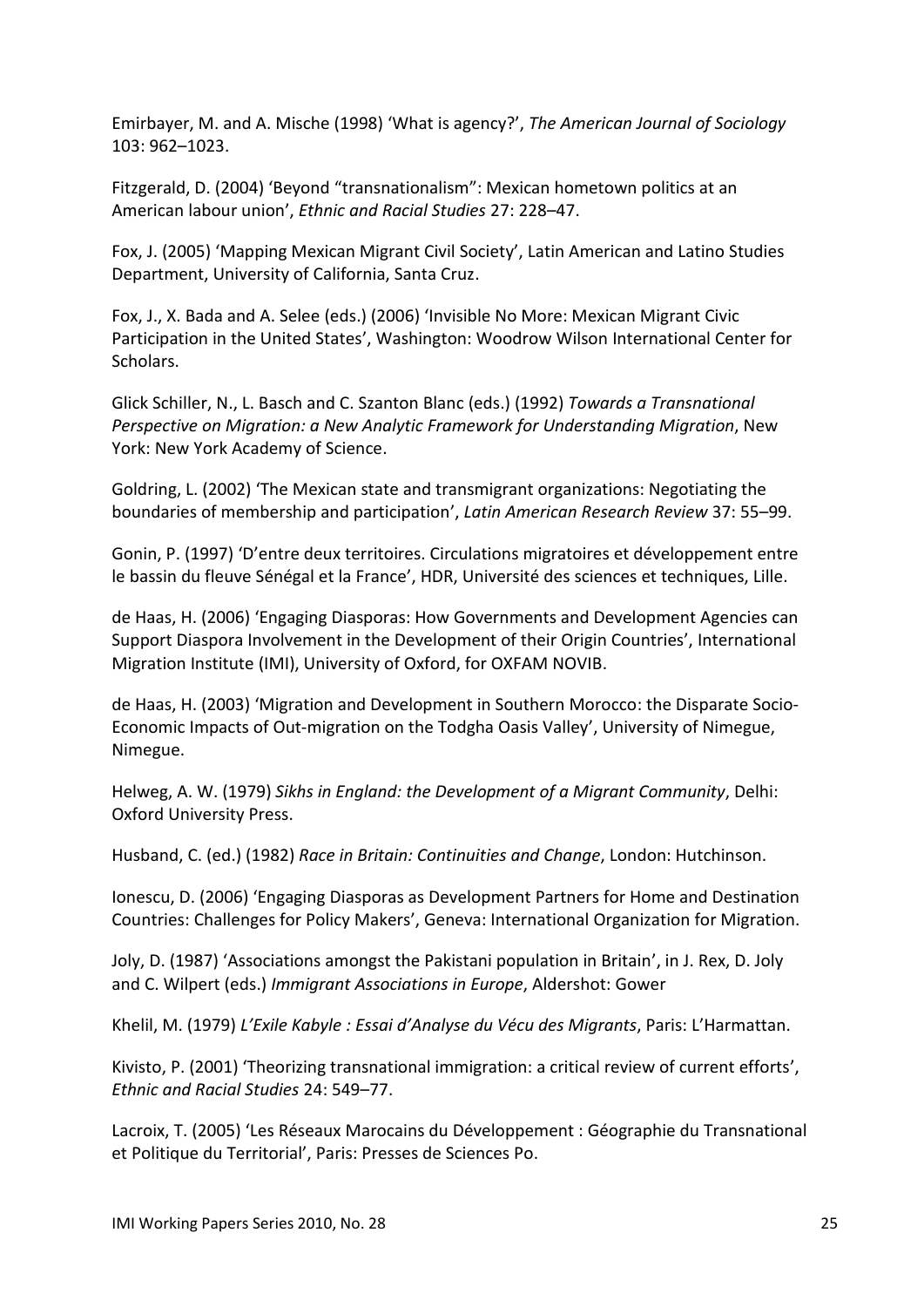Emirbayer, M. and A. Mische (1998) 'What is agency?', *The American Journal of Sociology* 103: 962–1023.

Fitzgerald, D. (2004) 'Beyond "transnationalism": Mexican hometown politics at an American labour union', *Ethnic and Racial Studies* 27: 228–47.

Fox, J. (2005) 'Mapping Mexican Migrant Civil Society', Latin American and Latino Studies Department, University of California, Santa Cruz.

Fox, J., X. Bada and A. Selee (eds.) (2006) 'Invisible No More: Mexican Migrant Civic Participation in the United States', Washington: Woodrow Wilson International Center for Scholars.

Glick Schiller, N., L. Basch and C. Szanton Blanc (eds.) (1992) *Towards a Transnational Perspective on Migration: a New Analytic Framework for Understanding Migration*, New York: New York Academy of Science.

Goldring, L. (2002) 'The Mexican state and transmigrant organizations: Negotiating the boundaries of membership and participation', *Latin American Research Review* 37: 55–99.

Gonin, P. (1997) 'D'entre deux territoires. Circulations migratoires et développement entre le bassin du fleuve Sénégal et la France', HDR, Université des sciences et techniques, Lille.

de Haas, H. (2006) 'Engaging Diasporas: How Governments and Development Agencies can Support Diaspora Involvement in the Development of their Origin Countries', International Migration Institute (IMI), University of Oxford, for OXFAM NOVIB.

de Haas, H. (2003) 'Migration and Development in Southern Morocco: the Disparate Socio-Economic Impacts of Out-migration on the Todgha Oasis Valley', University of Nimegue, Nimegue.

Helweg, A. W. (1979) *Sikhs in England: the Development of a Migrant Community*, Delhi: Oxford University Press.

Husband, C. (ed.) (1982) *Race in Britain: Continuities and Change*, London: Hutchinson.

Ionescu, D. (2006) 'Engaging Diasporas as Development Partners for Home and Destination Countries: Challenges for Policy Makers', Geneva: International Organization for Migration.

Joly, D. (1987) 'Associations amongst the Pakistani population in Britain', in J. Rex, D. Joly and C. Wilpert (eds.) *Immigrant Associations in Europe*, Aldershot: Gower

Khelil, M. (1979) *L'Exile Kabyle : Essai d'Analyse du Vécu des Migrants*, Paris: L'Harmattan.

Kivisto, P. (2001) 'Theorizing transnational immigration: a critical review of current efforts', *Ethnic and Racial Studies* 24: 549–77.

Lacroix, T. (2005) 'Les Réseaux Marocains du Développement : Géographie du Transnational et Politique du Territorial', Paris: Presses de Sciences Po.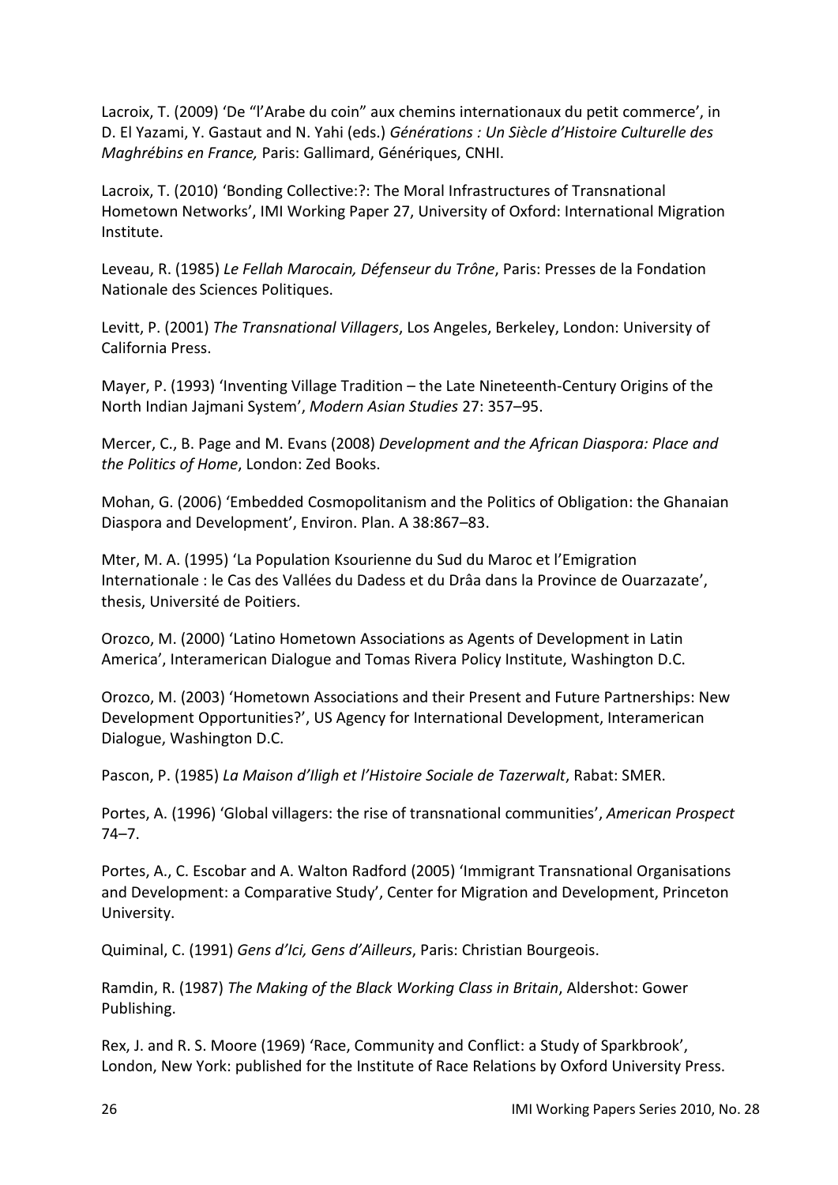Lacroix, T. (2009) 'De "l'Arabe du coin" aux chemins internationaux du petit commerce', in D. El Yazami, Y. Gastaut and N. Yahi (eds.) *Générations : Un Siècle d'Histoire Culturelle des Maghrébins en France,* Paris: Gallimard, Génériques, CNHI.

Lacroix, T. (2010) 'Bonding Collective:?: The Moral Infrastructures of Transnational Hometown Networks', IMI Working Paper 27, University of Oxford: International Migration Institute.

Leveau, R. (1985) *Le Fellah Marocain, Défenseur du Trône*, Paris: Presses de la Fondation Nationale des Sciences Politiques.

Levitt, P. (2001) *The Transnational Villagers*, Los Angeles, Berkeley, London: University of California Press.

Mayer, P. (1993) 'Inventing Village Tradition – the Late Nineteenth-Century Origins of the North Indian Jajmani System', *Modern Asian Studies* 27: 357–95.

Mercer, C., B. Page and M. Evans (2008) *Development and the African Diaspora: Place and the Politics of Home*, London: Zed Books.

Mohan, G. (2006) 'Embedded Cosmopolitanism and the Politics of Obligation: the Ghanaian Diaspora and Development', Environ. Plan. A 38:867–83.

Mter, M. A. (1995) 'La Population Ksourienne du Sud du Maroc et l'Emigration Internationale : le Cas des Vallées du Dadess et du Drâa dans la Province de Ouarzazate', thesis, Université de Poitiers.

Orozco, M. (2000) 'Latino Hometown Associations as Agents of Development in Latin America', Interamerican Dialogue and Tomas Rivera Policy Institute, Washington D.C.

Orozco, M. (2003) 'Hometown Associations and their Present and Future Partnerships: New Development Opportunities?', US Agency for International Development, Interamerican Dialogue, Washington D.C.

Pascon, P. (1985) *La Maison d'Iligh et l'Histoire Sociale de Tazerwalt*, Rabat: SMER.

Portes, A. (1996) 'Global villagers: the rise of transnational communities', *American Prospect* 74–7.

Portes, A., C. Escobar and A. Walton Radford (2005) 'Immigrant Transnational Organisations and Development: a Comparative Study', Center for Migration and Development, Princeton University.

Quiminal, C. (1991) *Gens d'Ici, Gens d'Ailleurs*, Paris: Christian Bourgeois.

Ramdin, R. (1987) *The Making of the Black Working Class in Britain*, Aldershot: Gower Publishing.

Rex, J. and R. S. Moore (1969) 'Race, Community and Conflict: a Study of Sparkbrook', London, New York: published for the Institute of Race Relations by Oxford University Press.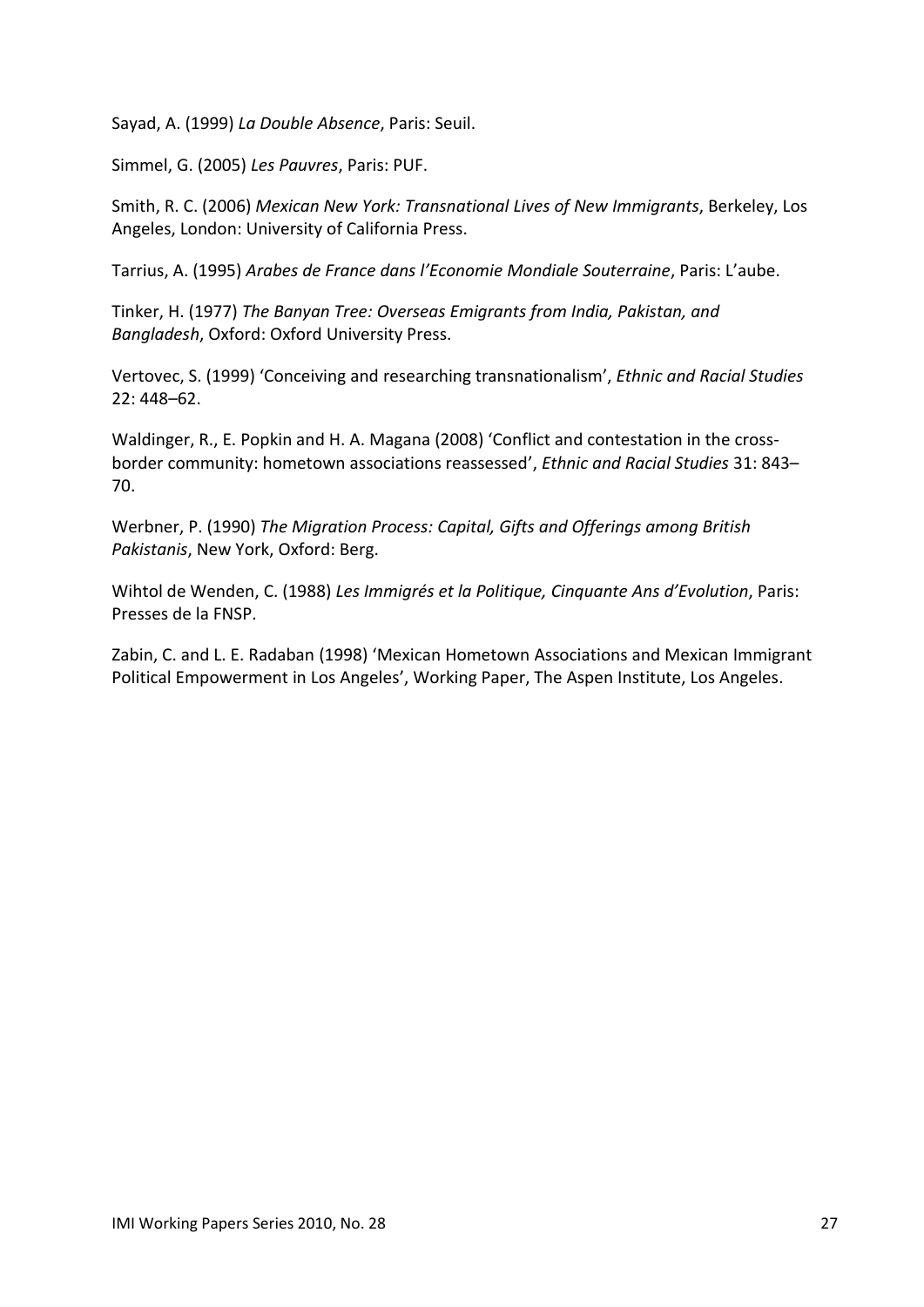Sayad, A. (1999) *La Double Absence*, Paris: Seuil.

Simmel, G. (2005) *Les Pauvres*, Paris: PUF.

Smith, R. C. (2006) *Mexican New York: Transnational Lives of New Immigrants*, Berkeley, Los Angeles, London: University of California Press.

Tarrius, A. (1995) *Arabes de France dans l'Economie Mondiale Souterraine*, Paris: L'aube.

Tinker, H. (1977) *The Banyan Tree: Overseas Emigrants from India, Pakistan, and Bangladesh*, Oxford: Oxford University Press.

Vertovec, S. (1999) 'Conceiving and researching transnationalism', *Ethnic and Racial Studies* 22: 448–62.

Waldinger, R., E. Popkin and H. A. Magana (2008) 'Conflict and contestation in the cross-border community: hometown associations reassessed', *Ethnic and Racial Studies* 31: 843–70.

Werbner, P. (1990) *The Migration Process: Capital, Gifts and Offerings among British Pakistanis*, New York, Oxford: Berg.

Wihtol de Wenden, C. (1988) *Les Immigrés et la Politique, Cinquante Ans d'Evolution*, Paris: Presses de la FNSP.

Zabin, C. and L. E. Radaban (1998) 'Mexican Hometown Associations and Mexican Immigrant Political Empowerment in Los Angeles', Working Paper, The Aspen Institute, Los Angeles.